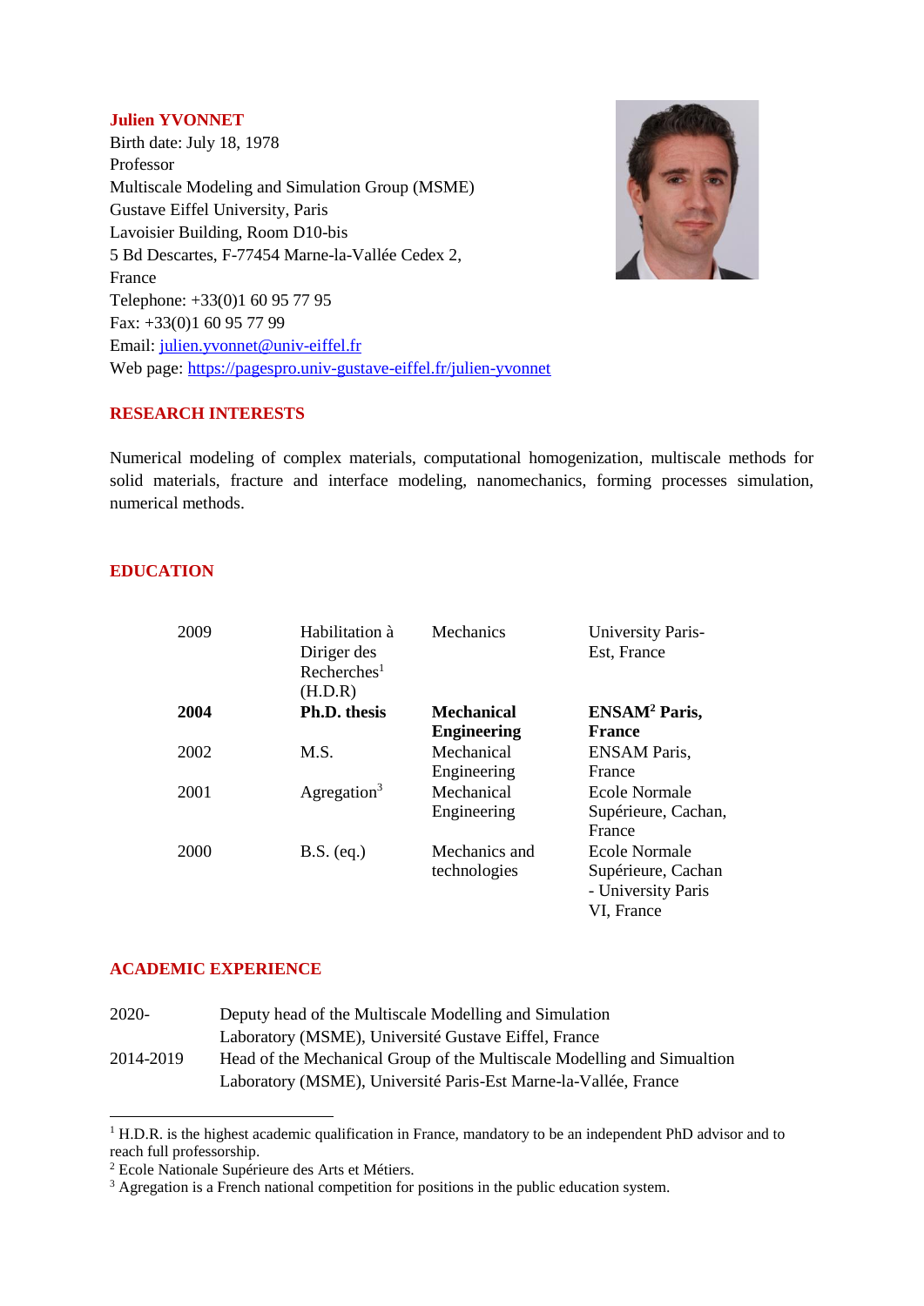**Julien YVONNET**
Birth date: July 18, 1978
Professor
Multiscale Modeling and Simulation Group (MSME)
Gustave Eiffel University, Paris
Lavoisier Building, Room D10-bis
5 Bd Descartes, F-77454 Marne-la-Vallée Cedex 2,
France
Telephone: +33(0)1 60 95 77 95
Fax: +33(0)1 60 95 77 99
Email: julien.yvonnet@univ-eiffel.fr
Web page: https://pagespro.univ-gustave-eiffel.fr/julien-yvonnet

## RESEARCH INTERESTS

Numerical modeling of complex materials, computational homogenization, multiscale methods for solid materials, fracture and interface modeling, nanomechanics, forming processes simulation, numerical methods.

## EDUCATION

| | | | |
|---|---|---|---|
| 2009 | Habilitation à Diriger des Recherches[1] (H.D.R) | Mechanics | University Paris-Est, France |
| **2004** | **Ph.D. thesis** | **Mechanical Engineering** | **ENSAM[2] Paris, France** |
| 2002 | M.S. | Mechanical Engineering | ENSAM Paris, France |
| 2001 | Agregation[3] | Mechanical Engineering | Ecole Normale Supérieure, Cachan, France |
| 2000 | B.S. (eq.) | Mechanics and technologies | Ecole Normale Supérieure, Cachan - University Paris VI, France |

## ACADEMIC EXPERIENCE

| | |
|---|---|
| 2020- | Deputy head of the Multiscale Modelling and Simulation Laboratory (MSME), Université Gustave Eiffel, France |
| 2014-2019 | Head of the Mechanical Group of the Multiscale Modelling and Simualtion Laboratory (MSME), Université Paris-Est Marne-la-Vallée, France |

[1] H.D.R. is the highest academic qualification in France, mandatory to be an independent PhD advisor and to reach full professorship.
[2] Ecole Nationale Supérieure des Arts et Métiers.
[3] Agregation is a French national competition for positions in the public education system.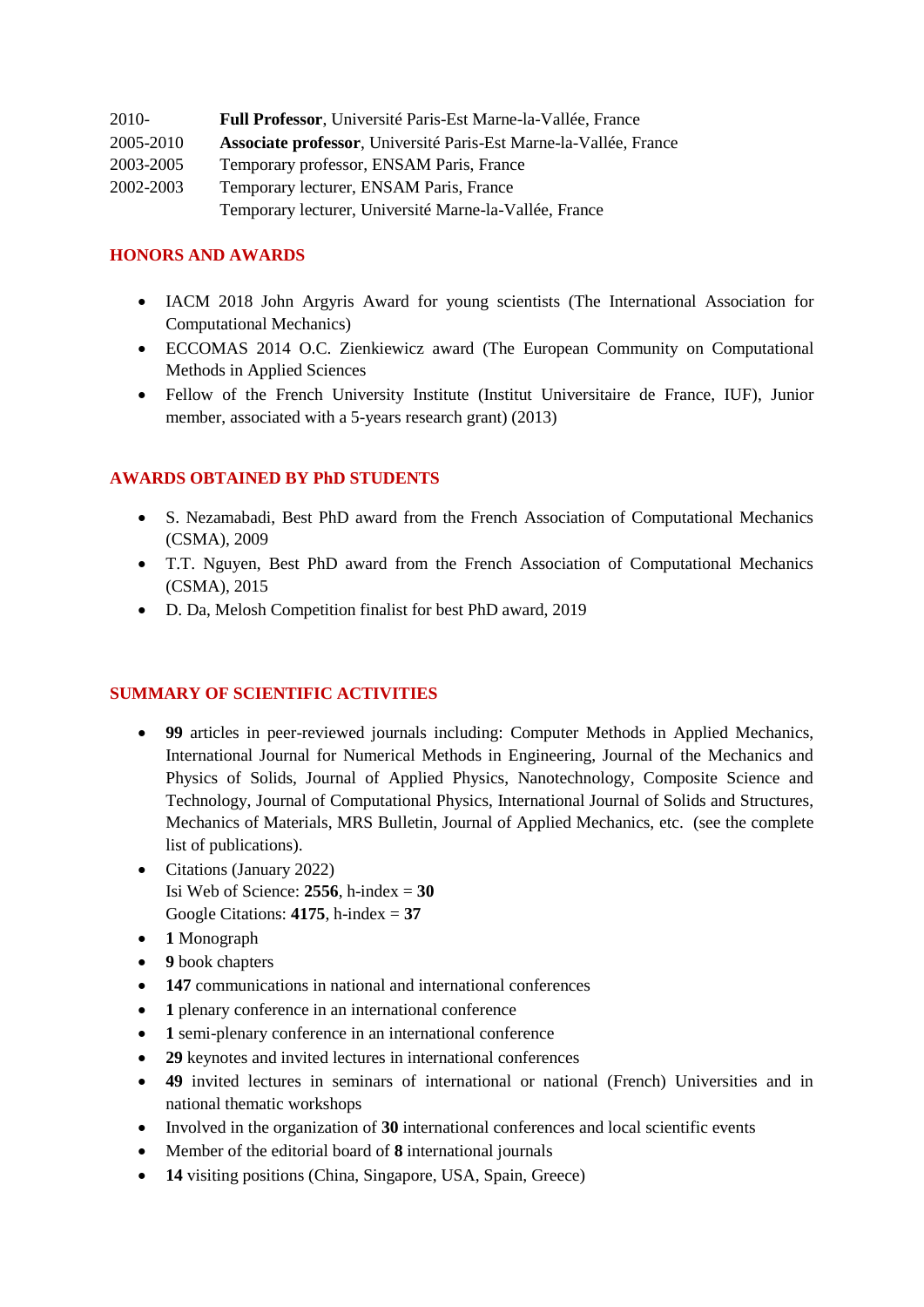| | |
|---|---|
| 2010- | **Full Professor**, Université Paris-Est Marne-la-Vallée, France |
| 2005-2010 | **Associate professor**, Université Paris-Est Marne-la-Vallée, France |
| 2003-2005 | Temporary professor, ENSAM Paris, France |
| 2002-2003 | Temporary lecturer, ENSAM Paris, France |
| | Temporary lecturer, Université Marne-la-Vallée, France |

## HONORS AND AWARDS

- IACM 2018 John Argyris Award for young scientists (The International Association for Computational Mechanics)
- ECCOMAS 2014 O.C. Zienkiewicz award (The European Community on Computational Methods in Applied Sciences
- Fellow of the French University Institute (Institut Universitaire de France, IUF), Junior member, associated with a 5-years research grant) (2013)

## AWARDS OBTAINED BY PhD STUDENTS

- S. Nezamabadi, Best PhD award from the French Association of Computational Mechanics (CSMA), 2009
- T.T. Nguyen, Best PhD award from the French Association of Computational Mechanics (CSMA), 2015
- D. Da, Melosh Competition finalist for best PhD award, 2019

## SUMMARY OF SCIENTIFIC ACTIVITIES

- **99** articles in peer-reviewed journals including: Computer Methods in Applied Mechanics, International Journal for Numerical Methods in Engineering, Journal of the Mechanics and Physics of Solids, Journal of Applied Physics, Nanotechnology, Composite Science and Technology, Journal of Computational Physics, International Journal of Solids and Structures, Mechanics of Materials, MRS Bulletin, Journal of Applied Mechanics, etc. (see the complete list of publications).
- Citations (January 2022)
  Isi Web of Science: **2556**, h-index = **30**
  Google Citations: **4175**, h-index = **37**
- **1** Monograph
- **9** book chapters
- **147** communications in national and international conferences
- **1** plenary conference in an international conference
- **1** semi-plenary conference in an international conference
- **29** keynotes and invited lectures in international conferences
- **49** invited lectures in seminars of international or national (French) Universities and in national thematic workshops
- Involved in the organization of **30** international conferences and local scientific events
- Member of the editorial board of **8** international journals
- **14** visiting positions (China, Singapore, USA, Spain, Greece)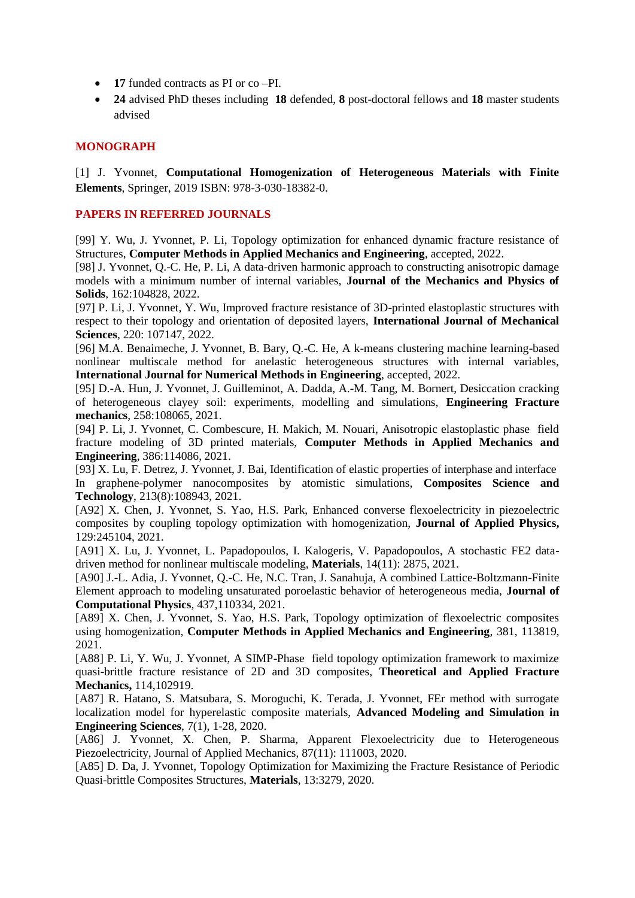- **17** funded contracts as PI or co –PI.
- **24** advised PhD theses including **18** defended, **8** post-doctoral fellows and **18** master students advised

## MONOGRAPH

[1] J. Yvonnet, **Computational Homogenization of Heterogeneous Materials with Finite Elements**, Springer, 2019 ISBN: 978-3-030-18382-0.

## PAPERS IN REFERRED JOURNALS

[99] Y. Wu, J. Yvonnet, P. Li, Topology optimization for enhanced dynamic fracture resistance of Structures, **Computer Methods in Applied Mechanics and Engineering**, accepted, 2022.

[98] J. Yvonnet, Q.-C. He, P. Li, A data-driven harmonic approach to constructing anisotropic damage models with a minimum number of internal variables, **Journal of the Mechanics and Physics of Solids**, 162:104828, 2022.

[97] P. Li, J. Yvonnet, Y. Wu, Improved fracture resistance of 3D-printed elastoplastic structures with respect to their topology and orientation of deposited layers, **International Journal of Mechanical Sciences**, 220: 107147, 2022.

[96] M.A. Benaimeche, J. Yvonnet, B. Bary, Q.-C. He, A k-means clustering machine learning-based nonlinear multiscale method for anelastic heterogeneous structures with internal variables, **International Journal for Numerical Methods in Engineering**, accepted, 2022.

[95] D.-A. Hun, J. Yvonnet, J. Guilleminot, A. Dadda, A.-M. Tang, M. Bornert, Desiccation cracking of heterogeneous clayey soil: experiments, modelling and simulations, **Engineering Fracture mechanics**, 258:108065, 2021.

[94] P. Li, J. Yvonnet, C. Combescure, H. Makich, M. Nouari, Anisotropic elastoplastic phase field fracture modeling of 3D printed materials, **Computer Methods in Applied Mechanics and Engineering**, 386:114086, 2021.

[93] X. Lu, F. Detrez, J. Yvonnet, J. Bai, Identification of elastic properties of interphase and interface In graphene-polymer nanocomposites by atomistic simulations, **Composites Science and Technology**, 213(8):108943, 2021.

[A92] X. Chen, J. Yvonnet, S. Yao, H.S. Park, Enhanced converse flexoelectricity in piezoelectric composites by coupling topology optimization with homogenization, **Journal of Applied Physics,** 129:245104, 2021.

[A91] X. Lu, J. Yvonnet, L. Papadopoulos, I. Kalogeris, V. Papadopoulos, A stochastic FE2 data-driven method for nonlinear multiscale modeling, **Materials**, 14(11): 2875, 2021.

[A90] J.-L. Adia, J. Yvonnet, Q.-C. He, N.C. Tran, J. Sanahuja, A combined Lattice-Boltzmann-Finite Element approach to modeling unsaturated poroelastic behavior of heterogeneous media, **Journal of Computational Physics**, 437,110334, 2021.

[A89] X. Chen, J. Yvonnet, S. Yao, H.S. Park, Topology optimization of flexoelectric composites using homogenization, **Computer Methods in Applied Mechanics and Engineering**, 381, 113819, 2021.

[A88] P. Li, Y. Wu, J. Yvonnet, A SIMP-Phase field topology optimization framework to maximize quasi-brittle fracture resistance of 2D and 3D composites, **Theoretical and Applied Fracture Mechanics,** 114,102919.

[A87] R. Hatano, S. Matsubara, S. Moroguchi, K. Terada, J. Yvonnet, FEr method with surrogate localization model for hyperelastic composite materials, **Advanced Modeling and Simulation in Engineering Sciences**, 7(1), 1-28, 2020.

[A86] J. Yvonnet, X. Chen, P. Sharma, Apparent Flexoelectricity due to Heterogeneous Piezoelectricity, Journal of Applied Mechanics, 87(11): 111003, 2020.

[A85] D. Da, J. Yvonnet, Topology Optimization for Maximizing the Fracture Resistance of Periodic Quasi-brittle Composites Structures, **Materials**, 13:3279, 2020.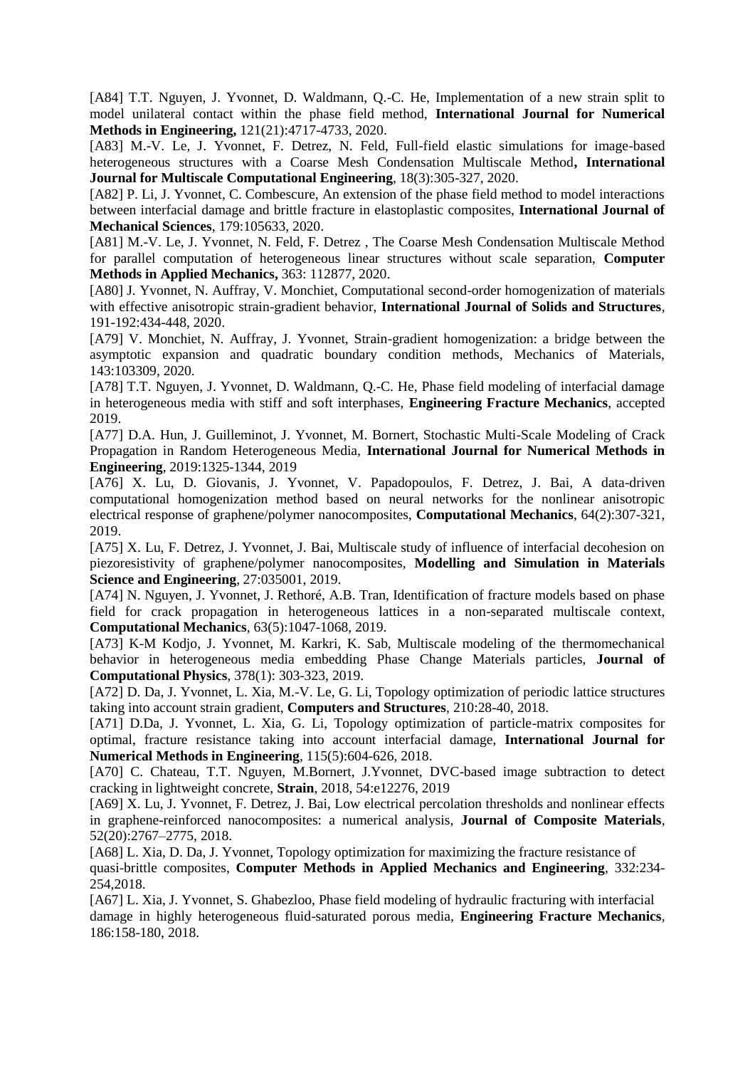[A84] T.T. Nguyen, J. Yvonnet, D. Waldmann, Q.-C. He, Implementation of a new strain split to model unilateral contact within the phase field method, **International Journal for Numerical Methods in Engineering,** 121(21):4717-4733, 2020.

[A83] M.-V. Le, J. Yvonnet, F. Detrez, N. Feld, Full-field elastic simulations for image-based heterogeneous structures with a Coarse Mesh Condensation Multiscale Method**, International Journal for Multiscale Computational Engineering**, 18(3):305-327, 2020.

[A82] P. Li, J. Yvonnet, C. Combescure, An extension of the phase field method to model interactions between interfacial damage and brittle fracture in elastoplastic composites, **International Journal of Mechanical Sciences**, 179:105633, 2020.

[A81] M.-V. Le, J. Yvonnet, N. Feld, F. Detrez , The Coarse Mesh Condensation Multiscale Method for parallel computation of heterogeneous linear structures without scale separation, **Computer Methods in Applied Mechanics,** 363: 112877, 2020.

[A80] J. Yvonnet, N. Auffray, V. Monchiet, Computational second-order homogenization of materials with effective anisotropic strain-gradient behavior, **International Journal of Solids and Structures**, 191-192:434-448, 2020.

[A79] V. Monchiet, N. Auffray, J. Yvonnet, Strain-gradient homogenization: a bridge between the asymptotic expansion and quadratic boundary condition methods, Mechanics of Materials, 143:103309, 2020.

[A78] T.T. Nguyen, J. Yvonnet, D. Waldmann, Q.-C. He, Phase field modeling of interfacial damage in heterogeneous media with stiff and soft interphases, **Engineering Fracture Mechanics**, accepted 2019.

[A77] D.A. Hun, J. Guilleminot, J. Yvonnet, M. Bornert, Stochastic Multi-Scale Modeling of Crack Propagation in Random Heterogeneous Media, **International Journal for Numerical Methods in Engineering**, 2019:1325-1344, 2019

[A76] X. Lu, D. Giovanis, J. Yvonnet, V. Papadopoulos, F. Detrez, J. Bai, A data-driven computational homogenization method based on neural networks for the nonlinear anisotropic electrical response of graphene/polymer nanocomposites, **Computational Mechanics**, 64(2):307-321, 2019.

[A75] X. Lu, F. Detrez, J. Yvonnet, J. Bai, Multiscale study of influence of interfacial decohesion on piezoresistivity of graphene/polymer nanocomposites, **Modelling and Simulation in Materials Science and Engineering**, 27:035001, 2019.

[A74] N. Nguyen, J. Yvonnet, J. Rethoré, A.B. Tran, Identification of fracture models based on phase field for crack propagation in heterogeneous lattices in a non-separated multiscale context, **Computational Mechanics**, 63(5):1047-1068, 2019.

[A73] K-M Kodjo, J. Yvonnet, M. Karkri, K. Sab, Multiscale modeling of the thermomechanical behavior in heterogeneous media embedding Phase Change Materials particles, **Journal of Computational Physics**, 378(1): 303-323, 2019.

[A72] D. Da, J. Yvonnet, L. Xia, M.-V. Le, G. Li, Topology optimization of periodic lattice structures taking into account strain gradient, **Computers and Structures**, 210:28-40, 2018.

[A71] D.Da, J. Yvonnet, L. Xia, G. Li, Topology optimization of particle-matrix composites for optimal, fracture resistance taking into account interfacial damage, **International Journal for Numerical Methods in Engineering**, 115(5):604-626, 2018.

[A70] C. Chateau, T.T. Nguyen, M.Bornert, J.Yvonnet, DVC-based image subtraction to detect cracking in lightweight concrete, **Strain**, 2018, 54:e12276, 2019

[A69] X. Lu, J. Yvonnet, F. Detrez, J. Bai, Low electrical percolation thresholds and nonlinear effects in graphene-reinforced nanocomposites: a numerical analysis, **Journal of Composite Materials**, 52(20):2767–2775, 2018.

[A68] L. Xia, D. Da, J. Yvonnet, Topology optimization for maximizing the fracture resistance of quasi-brittle composites, **Computer Methods in Applied Mechanics and Engineering**, 332:234-254,2018.

[A67] L. Xia, J. Yvonnet, S. Ghabezloo, Phase field modeling of hydraulic fracturing with interfacial damage in highly heterogeneous fluid-saturated porous media, **Engineering Fracture Mechanics**, 186:158-180, 2018.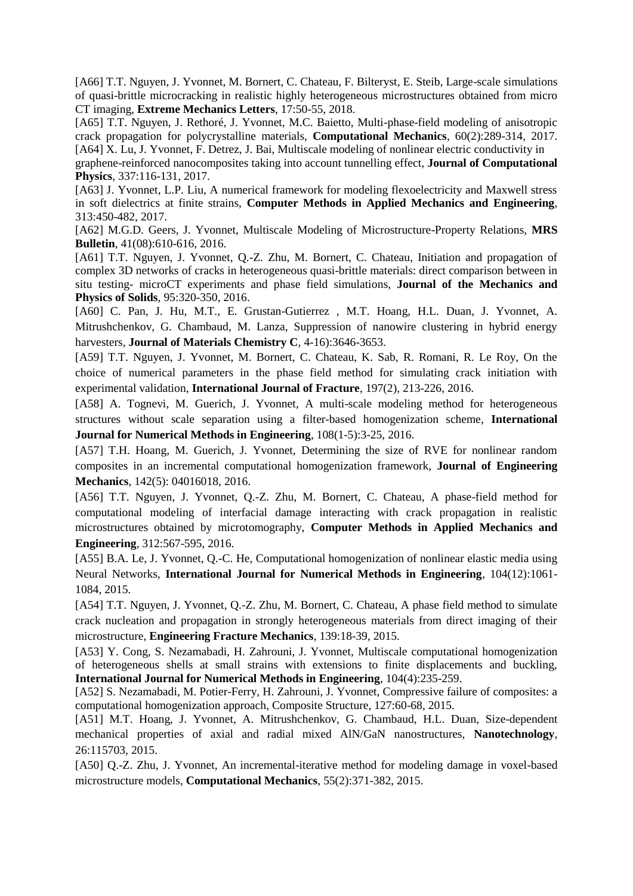[A66] T.T. Nguyen, J. Yvonnet, M. Bornert, C. Chateau, F. Bilteryst, E. Steib, Large-scale simulations of quasi-brittle microcracking in realistic highly heterogeneous microstructures obtained from micro CT imaging, **Extreme Mechanics Letters**, 17:50-55, 2018.

[A65] T.T. Nguyen, J. Rethoré, J. Yvonnet, M.C. Baietto, Multi-phase-field modeling of anisotropic crack propagation for polycrystalline materials, **Computational Mechanics**, 60(2):289-314, 2017.

[A64] X. Lu, J. Yvonnet, F. Detrez, J. Bai, Multiscale modeling of nonlinear electric conductivity in graphene-reinforced nanocomposites taking into account tunnelling effect, **Journal of Computational Physics**, 337:116-131, 2017.

[A63] J. Yvonnet, L.P. Liu, A numerical framework for modeling flexoelectricity and Maxwell stress in soft dielectrics at finite strains, **Computer Methods in Applied Mechanics and Engineering**, 313:450-482, 2017.

[A62] M.G.D. Geers, J. Yvonnet, Multiscale Modeling of Microstructure-Property Relations, **MRS Bulletin**, 41(08):610-616, 2016.

[A61] T.T. Nguyen, J. Yvonnet, Q.-Z. Zhu, M. Bornert, C. Chateau, Initiation and propagation of complex 3D networks of cracks in heterogeneous quasi-brittle materials: direct comparison between in situ testing- microCT experiments and phase field simulations, **Journal of the Mechanics and Physics of Solids**, 95:320-350, 2016.

[A60] C. Pan, J. Hu, M.T., E. Grustan-Gutierrez , M.T. Hoang, H.L. Duan, J. Yvonnet, A. Mitrushchenkov, G. Chambaud, M. Lanza, Suppression of nanowire clustering in hybrid energy harvesters, **Journal of Materials Chemistry C**, 4-16):3646-3653.

[A59] T.T. Nguyen, J. Yvonnet, M. Bornert, C. Chateau, K. Sab, R. Romani, R. Le Roy, On the choice of numerical parameters in the phase field method for simulating crack initiation with experimental validation, **International Journal of Fracture**, 197(2), 213-226, 2016.

[A58] A. Tognevi, M. Guerich, J. Yvonnet, A multi-scale modeling method for heterogeneous structures without scale separation using a filter-based homogenization scheme, **International Journal for Numerical Methods in Engineering**, 108(1-5):3-25, 2016.

[A57] T.H. Hoang, M. Guerich, J. Yvonnet, Determining the size of RVE for nonlinear random composites in an incremental computational homogenization framework, **Journal of Engineering Mechanics**, 142(5): 04016018, 2016.

[A56] T.T. Nguyen, J. Yvonnet, Q.-Z. Zhu, M. Bornert, C. Chateau, A phase-field method for computational modeling of interfacial damage interacting with crack propagation in realistic microstructures obtained by microtomography, **Computer Methods in Applied Mechanics and Engineering**, 312:567-595, 2016.

[A55] B.A. Le, J. Yvonnet, Q.-C. He, Computational homogenization of nonlinear elastic media using Neural Networks, **International Journal for Numerical Methods in Engineering**, 104(12):1061-1084, 2015.

[A54] T.T. Nguyen, J. Yvonnet, Q.-Z. Zhu, M. Bornert, C. Chateau, A phase field method to simulate crack nucleation and propagation in strongly heterogeneous materials from direct imaging of their microstructure, **Engineering Fracture Mechanics**, 139:18-39, 2015.

[A53] Y. Cong, S. Nezamabadi, H. Zahrouni, J. Yvonnet, Multiscale computational homogenization of heterogeneous shells at small strains with extensions to finite displacements and buckling, **International Journal for Numerical Methods in Engineering**, 104(4):235-259.

[A52] S. Nezamabadi, M. Potier-Ferry, H. Zahrouni, J. Yvonnet, Compressive failure of composites: a computational homogenization approach, Composite Structure, 127:60-68, 2015.

[A51] M.T. Hoang, J. Yvonnet, A. Mitrushchenkov, G. Chambaud, H.L. Duan, Size-dependent mechanical properties of axial and radial mixed AlN/GaN nanostructures, **Nanotechnology**, 26:115703, 2015.

[A50] Q.-Z. Zhu, J. Yvonnet, An incremental-iterative method for modeling damage in voxel-based microstructure models, **Computational Mechanics**, 55(2):371-382, 2015.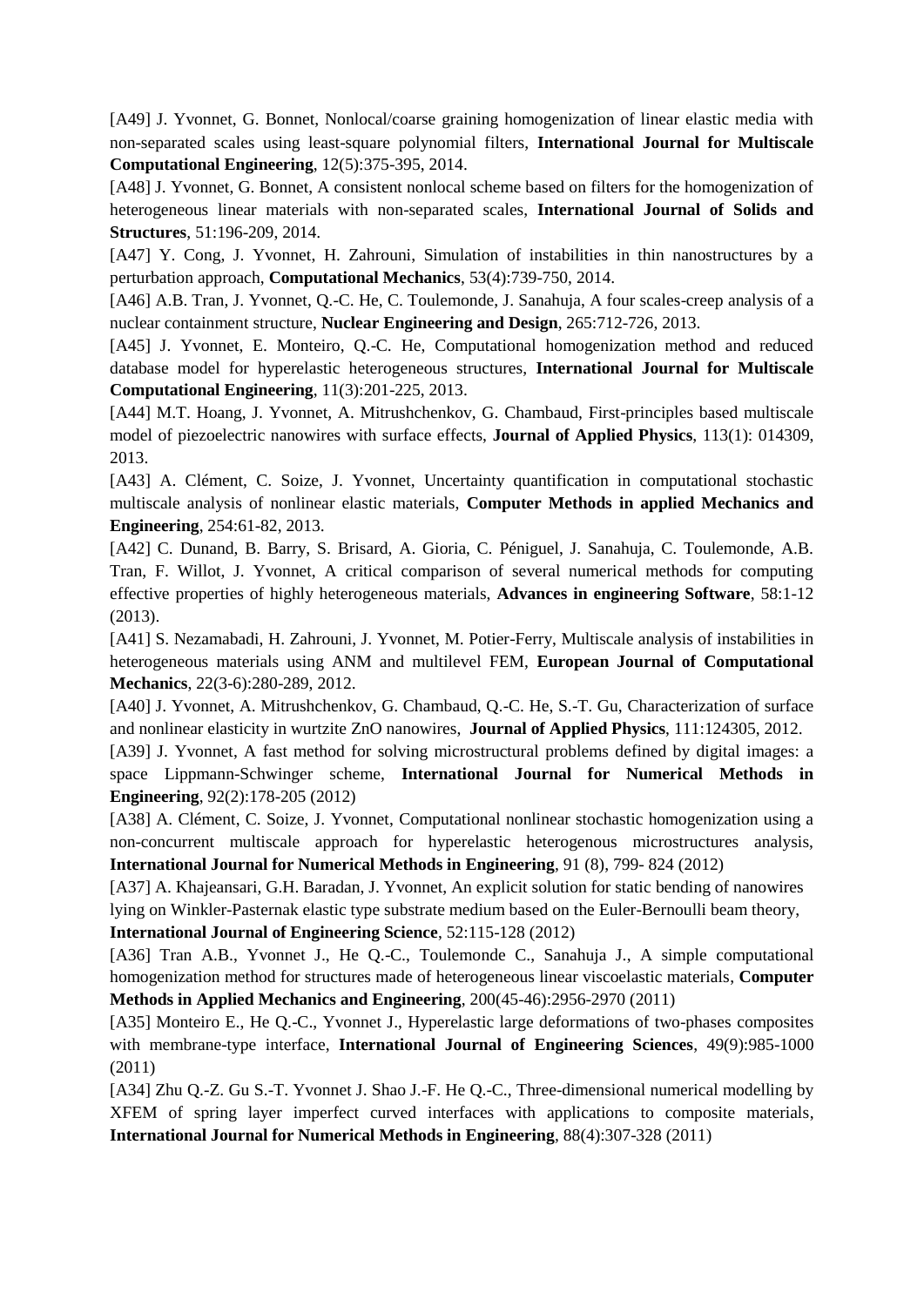[A49] J. Yvonnet, G. Bonnet, Nonlocal/coarse graining homogenization of linear elastic media with non-separated scales using least-square polynomial filters, **International Journal for Multiscale Computational Engineering**, 12(5):375-395, 2014.

[A48] J. Yvonnet, G. Bonnet, A consistent nonlocal scheme based on filters for the homogenization of heterogeneous linear materials with non-separated scales, **International Journal of Solids and Structures**, 51:196-209, 2014.

[A47] Y. Cong, J. Yvonnet, H. Zahrouni, Simulation of instabilities in thin nanostructures by a perturbation approach, **Computational Mechanics**, 53(4):739-750, 2014.

[A46] A.B. Tran, J. Yvonnet, Q.-C. He, C. Toulemonde, J. Sanahuja, A four scales-creep analysis of a nuclear containment structure, **Nuclear Engineering and Design**, 265:712-726, 2013.

[A45] J. Yvonnet, E. Monteiro, Q.-C. He, Computational homogenization method and reduced database model for hyperelastic heterogeneous structures, **International Journal for Multiscale Computational Engineering**, 11(3):201-225, 2013.

[A44] M.T. Hoang, J. Yvonnet, A. Mitrushchenkov, G. Chambaud, First-principles based multiscale model of piezoelectric nanowires with surface effects, **Journal of Applied Physics**, 113(1): 014309, 2013.

[A43] A. Clément, C. Soize, J. Yvonnet, Uncertainty quantification in computational stochastic multiscale analysis of nonlinear elastic materials, **Computer Methods in applied Mechanics and Engineering**, 254:61-82, 2013.

[A42] C. Dunand, B. Barry, S. Brisard, A. Gioria, C. Péniguel, J. Sanahuja, C. Toulemonde, A.B. Tran, F. Willot, J. Yvonnet, A critical comparison of several numerical methods for computing effective properties of highly heterogeneous materials, **Advances in engineering Software**, 58:1-12 (2013).

[A41] S. Nezamabadi, H. Zahrouni, J. Yvonnet, M. Potier-Ferry, Multiscale analysis of instabilities in heterogeneous materials using ANM and multilevel FEM, **European Journal of Computational Mechanics**, 22(3-6):280-289, 2012.

[A40] J. Yvonnet, A. Mitrushchenkov, G. Chambaud, Q.-C. He, S.-T. Gu, Characterization of surface and nonlinear elasticity in wurtzite ZnO nanowires, **Journal of Applied Physics**, 111:124305, 2012.

[A39] J. Yvonnet, A fast method for solving microstructural problems defined by digital images: a space Lippmann-Schwinger scheme, **International Journal for Numerical Methods in Engineering**, 92(2):178-205 (2012)

[A38] A. Clément, C. Soize, J. Yvonnet, Computational nonlinear stochastic homogenization using a non-concurrent multiscale approach for hyperelastic heterogenous microstructures analysis, **International Journal for Numerical Methods in Engineering**, 91 (8), 799- 824 (2012)

[A37] A. Khajeansari, G.H. Baradan, J. Yvonnet, An explicit solution for static bending of nanowires lying on Winkler-Pasternak elastic type substrate medium based on the Euler-Bernoulli beam theory, **International Journal of Engineering Science**, 52:115-128 (2012)

[A36] Tran A.B., Yvonnet J., He Q.-C., Toulemonde C., Sanahuja J., A simple computational homogenization method for structures made of heterogeneous linear viscoelastic materials, **Computer Methods in Applied Mechanics and Engineering**, 200(45-46):2956-2970 (2011)

[A35] Monteiro E., He Q.-C., Yvonnet J., Hyperelastic large deformations of two-phases composites with membrane-type interface, **International Journal of Engineering Sciences**, 49(9):985-1000 (2011)

[A34] Zhu Q.-Z. Gu S.-T. Yvonnet J. Shao J.-F. He Q.-C., Three-dimensional numerical modelling by XFEM of spring layer imperfect curved interfaces with applications to composite materials, **International Journal for Numerical Methods in Engineering**, 88(4):307-328 (2011)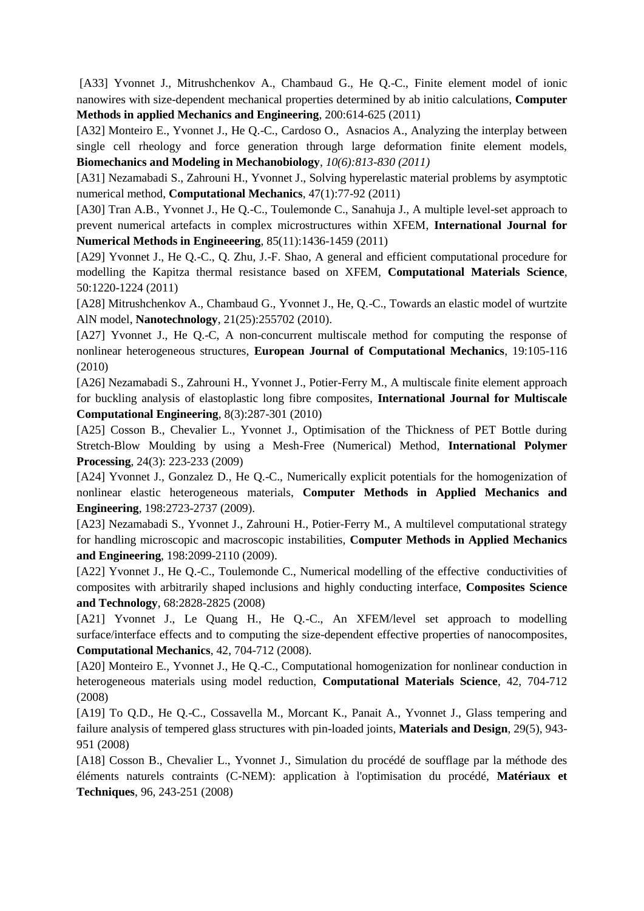[A33] Yvonnet J., Mitrushchenkov A., Chambaud G., He Q.-C., Finite element model of ionic nanowires with size-dependent mechanical properties determined by ab initio calculations, **Computer Methods in applied Mechanics and Engineering**, 200:614-625 (2011)

[A32] Monteiro E., Yvonnet J., He Q.-C., Cardoso O., Asnacios A., Analyzing the interplay between single cell rheology and force generation through large deformation finite element models, **Biomechanics and Modeling in Mechanobiology**, *10(6):813-830 (2011)*

[A31] Nezamabadi S., Zahrouni H., Yvonnet J., Solving hyperelastic material problems by asymptotic numerical method, **Computational Mechanics**, 47(1):77-92 (2011)

[A30] Tran A.B., Yvonnet J., He Q.-C., Toulemonde C., Sanahuja J., A multiple level-set approach to prevent numerical artefacts in complex microstructures within XFEM, **International Journal for Numerical Methods in Engineeering**, 85(11):1436-1459 (2011)

[A29] Yvonnet J., He Q.-C., Q. Zhu, J.-F. Shao, A general and efficient computational procedure for modelling the Kapitza thermal resistance based on XFEM, **Computational Materials Science**, 50:1220-1224 (2011)

[A28] Mitrushchenkov A., Chambaud G., Yvonnet J., He, Q.-C., Towards an elastic model of wurtzite AlN model, **Nanotechnology**, 21(25):255702 (2010).

[A27] Yvonnet J., He Q.-C, A non-concurrent multiscale method for computing the response of nonlinear heterogeneous structures, **European Journal of Computational Mechanics**, 19:105-116 (2010)

[A26] Nezamabadi S., Zahrouni H., Yvonnet J., Potier-Ferry M., A multiscale finite element approach for buckling analysis of elastoplastic long fibre composites, **International Journal for Multiscale Computational Engineering**, 8(3):287-301 (2010)

[A25] Cosson B., Chevalier L., Yvonnet J., Optimisation of the Thickness of PET Bottle during Stretch-Blow Moulding by using a Mesh-Free (Numerical) Method, **International Polymer Processing**, 24(3): 223-233 (2009)

[A24] Yvonnet J., Gonzalez D., He Q.-C., Numerically explicit potentials for the homogenization of nonlinear elastic heterogeneous materials, **Computer Methods in Applied Mechanics and Engineering**, 198:2723-2737 (2009).

[A23] Nezamabadi S., Yvonnet J., Zahrouni H., Potier-Ferry M., A multilevel computational strategy for handling microscopic and macroscopic instabilities, **Computer Methods in Applied Mechanics and Engineering**, 198:2099-2110 (2009).

[A22] Yvonnet J., He Q.-C., Toulemonde C., Numerical modelling of the effective conductivities of composites with arbitrarily shaped inclusions and highly conducting interface, **Composites Science and Technology**, 68:2828-2825 (2008)

[A21] Yvonnet J., Le Quang H., He Q.-C., An XFEM/level set approach to modelling surface/interface effects and to computing the size-dependent effective properties of nanocomposites, **Computational Mechanics**, 42, 704-712 (2008).

[A20] Monteiro E., Yvonnet J., He Q.-C., Computational homogenization for nonlinear conduction in heterogeneous materials using model reduction, **Computational Materials Science**, 42, 704-712 (2008)

[A19] To Q.D., He Q.-C., Cossavella M., Morcant K., Panait A., Yvonnet J., Glass tempering and failure analysis of tempered glass structures with pin-loaded joints, **Materials and Design**, 29(5), 943-951 (2008)

[A18] Cosson B., Chevalier L., Yvonnet J., Simulation du procédé de soufflage par la méthode des éléments naturels contraints (C-NEM): application à l'optimisation du procédé, **Matériaux et Techniques**, 96, 243-251 (2008)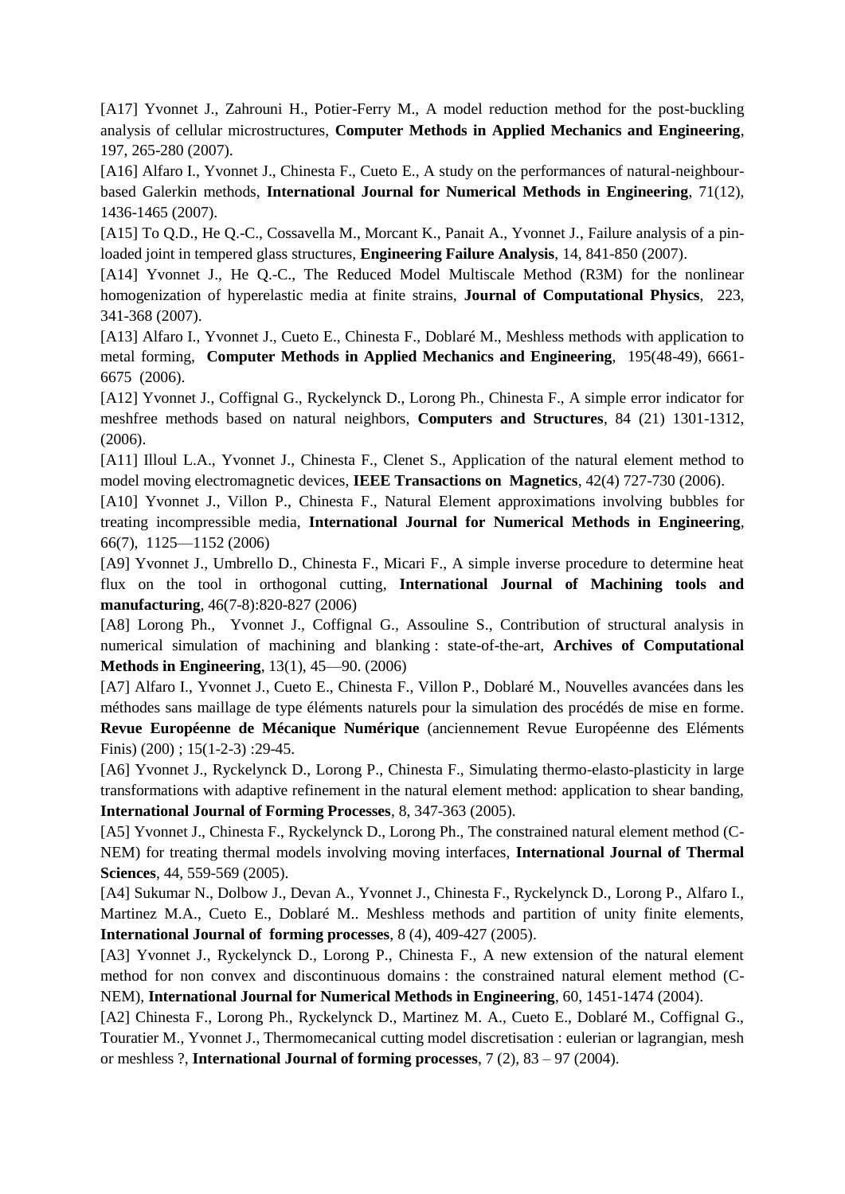[A17] Yvonnet J., Zahrouni H., Potier-Ferry M., A model reduction method for the post-buckling analysis of cellular microstructures, **Computer Methods in Applied Mechanics and Engineering**, 197, 265-280 (2007).

[A16] Alfaro I., Yvonnet J., Chinesta F., Cueto E., A study on the performances of natural-neighbour-based Galerkin methods, **International Journal for Numerical Methods in Engineering**, 71(12), 1436-1465 (2007).

[A15] To Q.D., He Q.-C., Cossavella M., Morcant K., Panait A., Yvonnet J., Failure analysis of a pin-loaded joint in tempered glass structures, **Engineering Failure Analysis**, 14, 841-850 (2007).

[A14] Yvonnet J., He Q.-C., The Reduced Model Multiscale Method (R3M) for the nonlinear homogenization of hyperelastic media at finite strains, **Journal of Computational Physics**, 223, 341-368 (2007).

[A13] Alfaro I., Yvonnet J., Cueto E., Chinesta F., Doblaré M., Meshless methods with application to metal forming, **Computer Methods in Applied Mechanics and Engineering**, 195(48-49), 6661-6675 (2006).

[A12] Yvonnet J., Coffignal G., Ryckelynck D., Lorong Ph., Chinesta F., A simple error indicator for meshfree methods based on natural neighbors, **Computers and Structures**, 84 (21) 1301-1312, (2006).

[A11] Illoul L.A., Yvonnet J., Chinesta F., Clenet S., Application of the natural element method to model moving electromagnetic devices, **IEEE Transactions on Magnetics**, 42(4) 727-730 (2006).

[A10] Yvonnet J., Villon P., Chinesta F., Natural Element approximations involving bubbles for treating incompressible media, **International Journal for Numerical Methods in Engineering**, 66(7), 1125—1152 (2006)

[A9] Yvonnet J., Umbrello D., Chinesta F., Micari F., A simple inverse procedure to determine heat flux on the tool in orthogonal cutting, **International Journal of Machining tools and manufacturing**, 46(7-8):820-827 (2006)

[A8] Lorong Ph., Yvonnet J., Coffignal G., Assouline S., Contribution of structural analysis in numerical simulation of machining and blanking : state-of-the-art, **Archives of Computational Methods in Engineering**, 13(1), 45—90. (2006)

[A7] Alfaro I., Yvonnet J., Cueto E., Chinesta F., Villon P., Doblaré M., Nouvelles avancées dans les méthodes sans maillage de type éléments naturels pour la simulation des procédés de mise en forme. **Revue Européenne de Mécanique Numérique** (anciennement Revue Européenne des Eléments Finis) (200) ; 15(1-2-3) :29-45.

[A6] Yvonnet J., Ryckelynck D., Lorong P., Chinesta F., Simulating thermo-elasto-plasticity in large transformations with adaptive refinement in the natural element method: application to shear banding, **International Journal of Forming Processes**, 8, 347-363 (2005).

[A5] Yvonnet J., Chinesta F., Ryckelynck D., Lorong Ph., The constrained natural element method (C-NEM) for treating thermal models involving moving interfaces, **International Journal of Thermal Sciences**, 44, 559-569 (2005).

[A4] Sukumar N., Dolbow J., Devan A., Yvonnet J., Chinesta F., Ryckelynck D., Lorong P., Alfaro I., Martinez M.A., Cueto E., Doblaré M.. Meshless methods and partition of unity finite elements, **International Journal of forming processes**, 8 (4), 409-427 (2005).

[A3] Yvonnet J., Ryckelynck D., Lorong P., Chinesta F., A new extension of the natural element method for non convex and discontinuous domains : the constrained natural element method (C-NEM), **International Journal for Numerical Methods in Engineering**, 60, 1451-1474 (2004).

[A2] Chinesta F., Lorong Ph., Ryckelynck D., Martinez M. A., Cueto E., Doblaré M., Coffignal G., Touratier M., Yvonnet J., Thermomecanical cutting model discretisation : eulerian or lagrangian, mesh or meshless ?, **International Journal of forming processes**, 7 (2), 83 – 97 (2004).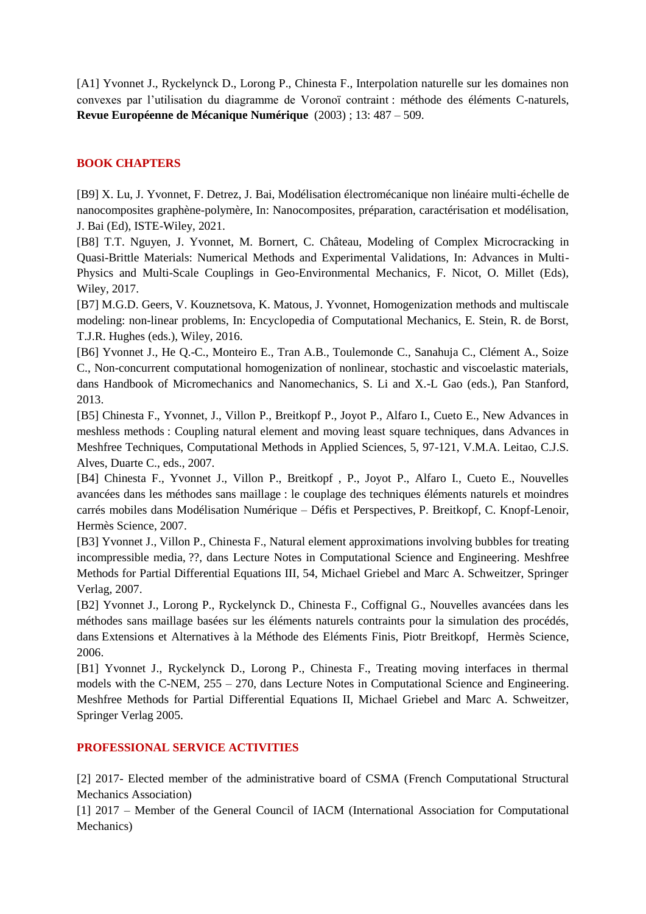[A1] Yvonnet J., Ryckelynck D., Lorong P., Chinesta F., Interpolation naturelle sur les domaines non convexes par l'utilisation du diagramme de Voronoï contraint : méthode des éléments C-naturels, **Revue Européenne de Mécanique Numérique** (2003) ; 13: 487 – 509.

## BOOK CHAPTERS

[B9] X. Lu, J. Yvonnet, F. Detrez, J. Bai, Modélisation électromécanique non linéaire multi-échelle de nanocomposites graphène-polymère, In: Nanocomposites, préparation, caractérisation et modélisation, J. Bai (Ed), ISTE-Wiley, 2021.

[B8] T.T. Nguyen, J. Yvonnet, M. Bornert, C. Château, Modeling of Complex Microcracking in Quasi-Brittle Materials: Numerical Methods and Experimental Validations, In: Advances in Multi-Physics and Multi-Scale Couplings in Geo-Environmental Mechanics, F. Nicot, O. Millet (Eds), Wiley, 2017.

[B7] M.G.D. Geers, V. Kouznetsova, K. Matous, J. Yvonnet, Homogenization methods and multiscale modeling: non-linear problems, In: Encyclopedia of Computational Mechanics, E. Stein, R. de Borst, T.J.R. Hughes (eds.), Wiley, 2016.

[B6] Yvonnet J., He Q.-C., Monteiro E., Tran A.B., Toulemonde C., Sanahuja C., Clément A., Soize C., Non-concurrent computational homogenization of nonlinear, stochastic and viscoelastic materials, dans Handbook of Micromechanics and Nanomechanics, S. Li and X.-L Gao (eds.), Pan Stanford, 2013.

[B5] Chinesta F., Yvonnet, J., Villon P., Breitkopf P., Joyot P., Alfaro I., Cueto E., New Advances in meshless methods : Coupling natural element and moving least square techniques, dans Advances in Meshfree Techniques, Computational Methods in Applied Sciences, 5, 97-121, V.M.A. Leitao, C.J.S. Alves, Duarte C., eds., 2007.

[B4] Chinesta F., Yvonnet J., Villon P., Breitkopf , P., Joyot P., Alfaro I., Cueto E., Nouvelles avancées dans les méthodes sans maillage : le couplage des techniques éléments naturels et moindres carrés mobiles dans Modélisation Numérique – Défis et Perspectives, P. Breitkopf, C. Knopf-Lenoir, Hermès Science, 2007.

[B3] Yvonnet J., Villon P., Chinesta F., Natural element approximations involving bubbles for treating incompressible media, ??, dans Lecture Notes in Computational Science and Engineering. Meshfree Methods for Partial Differential Equations III, 54, Michael Griebel and Marc A. Schweitzer, Springer Verlag, 2007.

[B2] Yvonnet J., Lorong P., Ryckelynck D., Chinesta F., Coffignal G., Nouvelles avancées dans les méthodes sans maillage basées sur les éléments naturels contraints pour la simulation des procédés, dans Extensions et Alternatives à la Méthode des Eléments Finis, Piotr Breitkopf, Hermès Science, 2006.

[B1] Yvonnet J., Ryckelynck D., Lorong P., Chinesta F., Treating moving interfaces in thermal models with the C-NEM, 255 – 270, dans Lecture Notes in Computational Science and Engineering. Meshfree Methods for Partial Differential Equations II, Michael Griebel and Marc A. Schweitzer, Springer Verlag 2005.

## PROFESSIONAL SERVICE ACTIVITIES

[2] 2017- Elected member of the administrative board of CSMA (French Computational Structural Mechanics Association)

[1] 2017 – Member of the General Council of IACM (International Association for Computational Mechanics)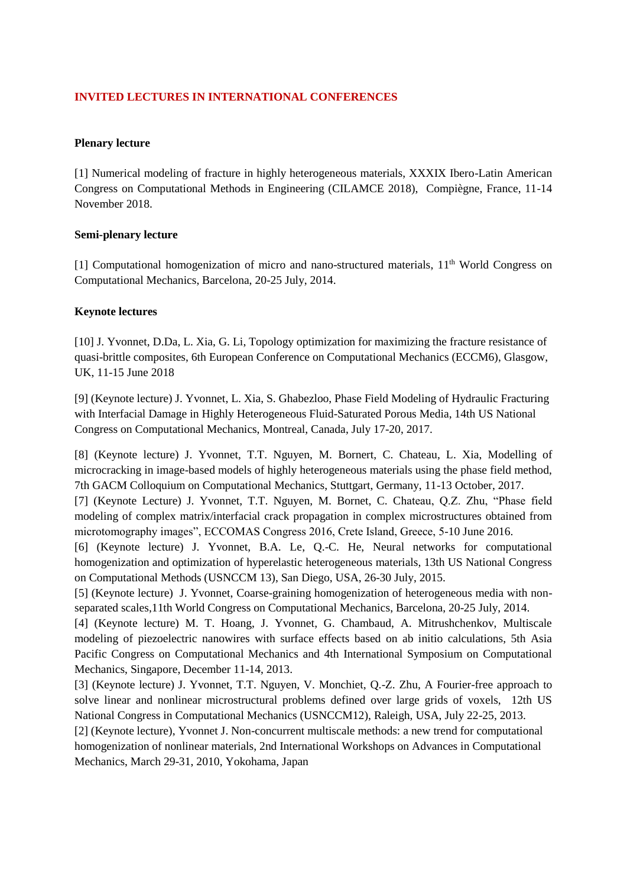## INVITED LECTURES IN INTERNATIONAL CONFERENCES

### Plenary lecture

[1] Numerical modeling of fracture in highly heterogeneous materials, XXXIX Ibero-Latin American Congress on Computational Methods in Engineering (CILAMCE 2018), Compiègne, France, 11-14 November 2018.

### Semi-plenary lecture

[1] Computational homogenization of micro and nano-structured materials, 11$^{th}$ World Congress on Computational Mechanics, Barcelona, 20-25 July, 2014.

### Keynote lectures

[10] J. Yvonnet, D.Da, L. Xia, G. Li, Topology optimization for maximizing the fracture resistance of quasi-brittle composites, 6th European Conference on Computational Mechanics (ECCM6), Glasgow, UK, 11-15 June 2018

[9] (Keynote lecture) J. Yvonnet, L. Xia, S. Ghabezloo, Phase Field Modeling of Hydraulic Fracturing with Interfacial Damage in Highly Heterogeneous Fluid-Saturated Porous Media, 14th US National Congress on Computational Mechanics, Montreal, Canada, July 17-20, 2017.

[8] (Keynote lecture) J. Yvonnet, T.T. Nguyen, M. Bornert, C. Chateau, L. Xia, Modelling of microcracking in image-based models of highly heterogeneous materials using the phase field method, 7th GACM Colloquium on Computational Mechanics, Stuttgart, Germany, 11-13 October, 2017.

[7] (Keynote Lecture) J. Yvonnet, T.T. Nguyen, M. Bornet, C. Chateau, Q.Z. Zhu, "Phase field modeling of complex matrix/interfacial crack propagation in complex microstructures obtained from microtomography images", ECCOMAS Congress 2016, Crete Island, Greece, 5-10 June 2016.

[6] (Keynote lecture) J. Yvonnet, B.A. Le, Q.-C. He, Neural networks for computational homogenization and optimization of hyperelastic heterogeneous materials, 13th US National Congress on Computational Methods (USNCCM 13), San Diego, USA, 26-30 July, 2015.

[5] (Keynote lecture) J. Yvonnet, Coarse-graining homogenization of heterogeneous media with non-separated scales,11th World Congress on Computational Mechanics, Barcelona, 20-25 July, 2014.

[4] (Keynote lecture) M. T. Hoang, J. Yvonnet, G. Chambaud, A. Mitrushchenkov, Multiscale modeling of piezoelectric nanowires with surface effects based on ab initio calculations, 5th Asia Pacific Congress on Computational Mechanics and 4th International Symposium on Computational Mechanics, Singapore, December 11-14, 2013.

[3] (Keynote lecture) J. Yvonnet, T.T. Nguyen, V. Monchiet, Q.-Z. Zhu, A Fourier-free approach to solve linear and nonlinear microstructural problems defined over large grids of voxels, 12th US National Congress in Computational Mechanics (USNCCM12), Raleigh, USA, July 22-25, 2013.

[2] (Keynote lecture), Yvonnet J. Non-concurrent multiscale methods: a new trend for computational homogenization of nonlinear materials, 2nd International Workshops on Advances in Computational Mechanics, March 29-31, 2010, Yokohama, Japan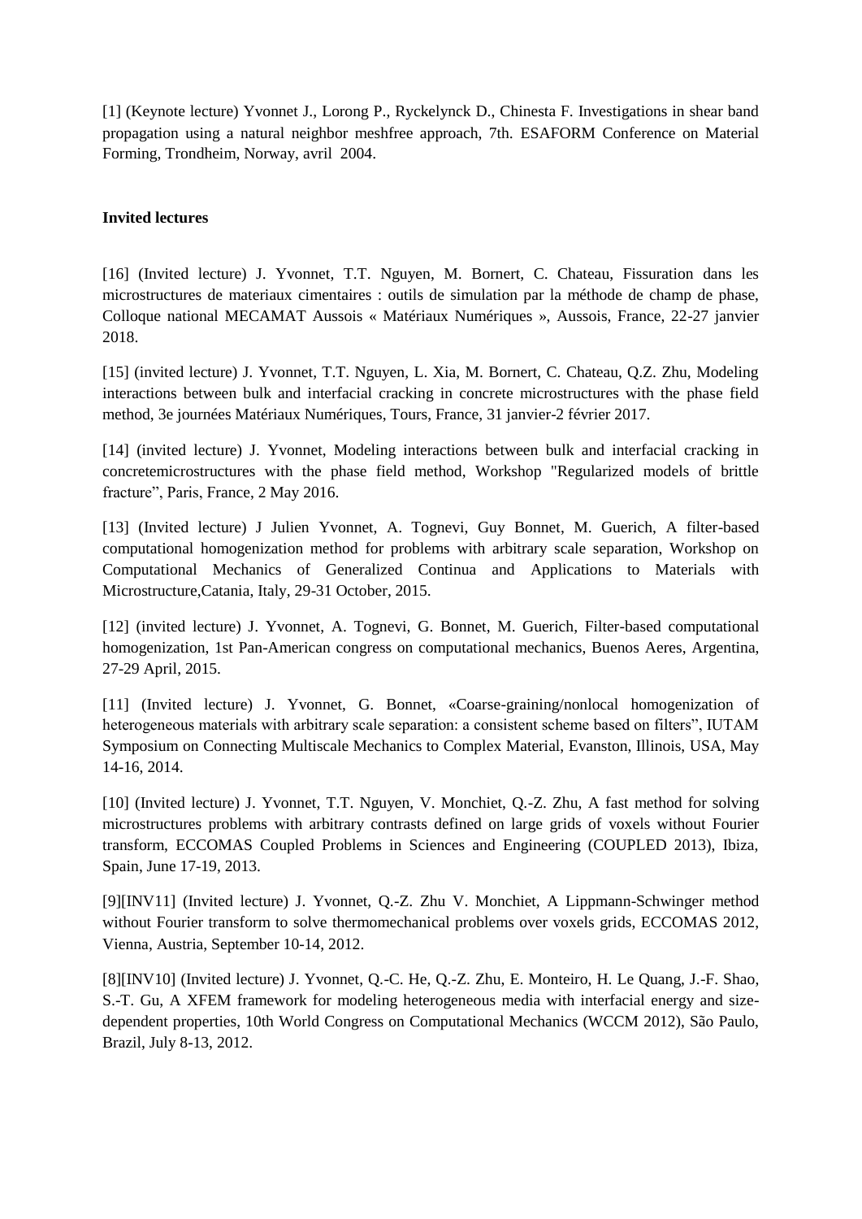[1] (Keynote lecture) Yvonnet J., Lorong P., Ryckelynck D., Chinesta F. Investigations in shear band propagation using a natural neighbor meshfree approach, 7th. ESAFORM Conference on Material Forming, Trondheim, Norway, avril 2004.

**Invited lectures**

[16] (Invited lecture) J. Yvonnet, T.T. Nguyen, M. Bornert, C. Chateau, Fissuration dans les microstructures de materiaux cimentaires : outils de simulation par la méthode de champ de phase, Colloque national MECAMAT Aussois « Matériaux Numériques », Aussois, France, 22-27 janvier 2018.

[15] (invited lecture) J. Yvonnet, T.T. Nguyen, L. Xia, M. Bornert, C. Chateau, Q.Z. Zhu, Modeling interactions between bulk and interfacial cracking in concrete microstructures with the phase field method, 3e journées Matériaux Numériques, Tours, France, 31 janvier-2 février 2017.

[14] (invited lecture) J. Yvonnet, Modeling interactions between bulk and interfacial cracking in concretemicrostructures with the phase field method, Workshop "Regularized models of brittle fracture", Paris, France, 2 May 2016.

[13] (Invited lecture) J Julien Yvonnet, A. Tognevi, Guy Bonnet, M. Guerich, A filter-based computational homogenization method for problems with arbitrary scale separation, Workshop on Computational Mechanics of Generalized Continua and Applications to Materials with Microstructure,Catania, Italy, 29-31 October, 2015.

[12] (invited lecture) J. Yvonnet, A. Tognevi, G. Bonnet, M. Guerich, Filter-based computational homogenization, 1st Pan-American congress on computational mechanics, Buenos Aeres, Argentina, 27-29 April, 2015.

[11] (Invited lecture) J. Yvonnet, G. Bonnet, «Coarse-graining/nonlocal homogenization of heterogeneous materials with arbitrary scale separation: a consistent scheme based on filters", IUTAM Symposium on Connecting Multiscale Mechanics to Complex Material, Evanston, Illinois, USA, May 14-16, 2014.

[10] (Invited lecture) J. Yvonnet, T.T. Nguyen, V. Monchiet, Q.-Z. Zhu, A fast method for solving microstructures problems with arbitrary contrasts defined on large grids of voxels without Fourier transform, ECCOMAS Coupled Problems in Sciences and Engineering (COUPLED 2013), Ibiza, Spain, June 17-19, 2013.

[9][INV11] (Invited lecture) J. Yvonnet, Q.-Z. Zhu V. Monchiet, A Lippmann-Schwinger method without Fourier transform to solve thermomechanical problems over voxels grids, ECCOMAS 2012, Vienna, Austria, September 10-14, 2012.

[8][INV10] (Invited lecture) J. Yvonnet, Q.-C. He, Q.-Z. Zhu, E. Monteiro, H. Le Quang, J.-F. Shao, S.-T. Gu, A XFEM framework for modeling heterogeneous media with interfacial energy and size-dependent properties, 10th World Congress on Computational Mechanics (WCCM 2012), São Paulo, Brazil, July 8-13, 2012.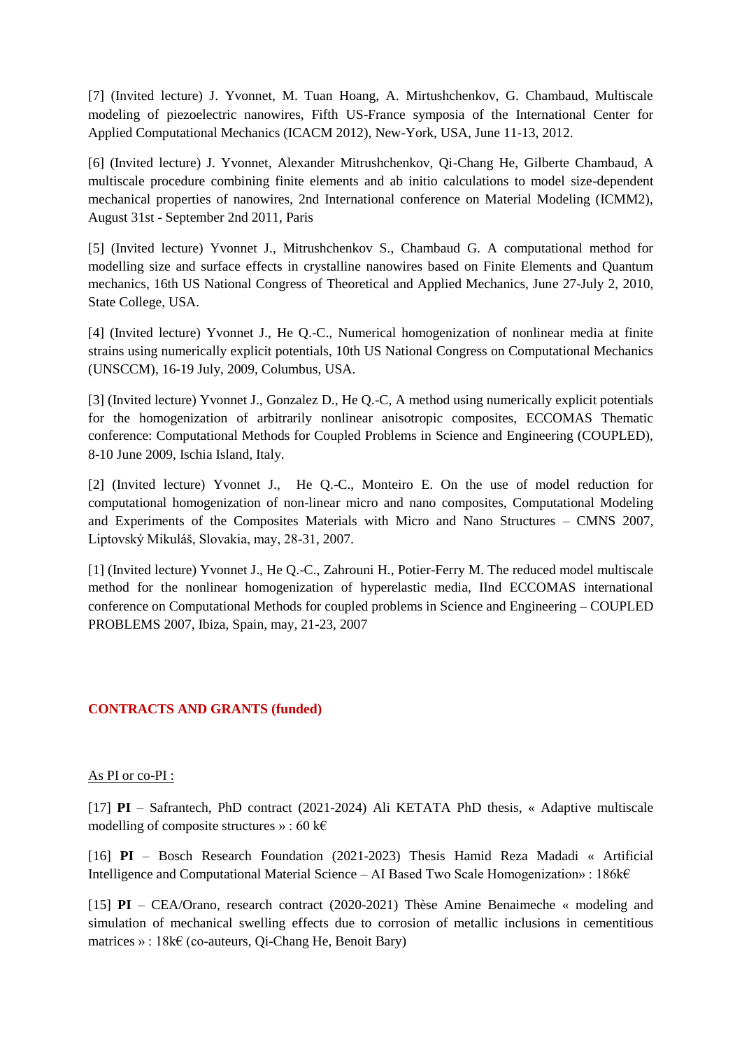[7] (Invited lecture) J. Yvonnet, M. Tuan Hoang, A. Mirtushchenkov, G. Chambaud, Multiscale modeling of piezoelectric nanowires, Fifth US-France symposia of the International Center for Applied Computational Mechanics (ICACM 2012), New-York, USA, June 11-13, 2012.

[6] (Invited lecture) J. Yvonnet, Alexander Mitrushchenkov, Qi-Chang He, Gilberte Chambaud, A multiscale procedure combining finite elements and ab initio calculations to model size-dependent mechanical properties of nanowires, 2nd International conference on Material Modeling (ICMM2), August 31st - September 2nd 2011, Paris

[5] (Invited lecture) Yvonnet J., Mitrushchenkov S., Chambaud G. A computational method for modelling size and surface effects in crystalline nanowires based on Finite Elements and Quantum mechanics, 16th US National Congress of Theoretical and Applied Mechanics, June 27-July 2, 2010, State College, USA.

[4] (Invited lecture) Yvonnet J., He Q.-C., Numerical homogenization of nonlinear media at finite strains using numerically explicit potentials, 10th US National Congress on Computational Mechanics (UNSCCM), 16-19 July, 2009, Columbus, USA.

[3] (Invited lecture) Yvonnet J., Gonzalez D., He Q.-C, A method using numerically explicit potentials for the homogenization of arbitrarily nonlinear anisotropic composites, ECCOMAS Thematic conference: Computational Methods for Coupled Problems in Science and Engineering (COUPLED), 8-10 June 2009, Ischia Island, Italy.

[2] (Invited lecture) Yvonnet J., He Q.-C., Monteiro E. On the use of model reduction for computational homogenization of non-linear micro and nano composites, Computational Modeling and Experiments of the Composites Materials with Micro and Nano Structures – CMNS 2007, Liptovský Mikuláš, Slovakia, may, 28-31, 2007.

[1] (Invited lecture) Yvonnet J., He Q.-C., Zahrouni H., Potier-Ferry M. The reduced model multiscale method for the nonlinear homogenization of hyperelastic media, IInd ECCOMAS international conference on Computational Methods for coupled problems in Science and Engineering – COUPLED PROBLEMS 2007, Ibiza, Spain, may, 21-23, 2007

## CONTRACTS AND GRANTS (funded)

As PI or co-PI :

[17] **PI** – Safrantech, PhD contract (2021-2024) Ali KETATA PhD thesis, « Adaptive multiscale modelling of composite structures » : 60 k€

[16] **PI** – Bosch Research Foundation (2021-2023) Thesis Hamid Reza Madadi « Artificial Intelligence and Computational Material Science – AI Based Two Scale Homogenization» : 186k€

[15] **PI** – CEA/Orano, research contract (2020-2021) Thèse Amine Benaimeche « modeling and simulation of mechanical swelling effects due to corrosion of metallic inclusions in cementitious matrices » : 18k€ (co-auteurs, Qi-Chang He, Benoit Bary)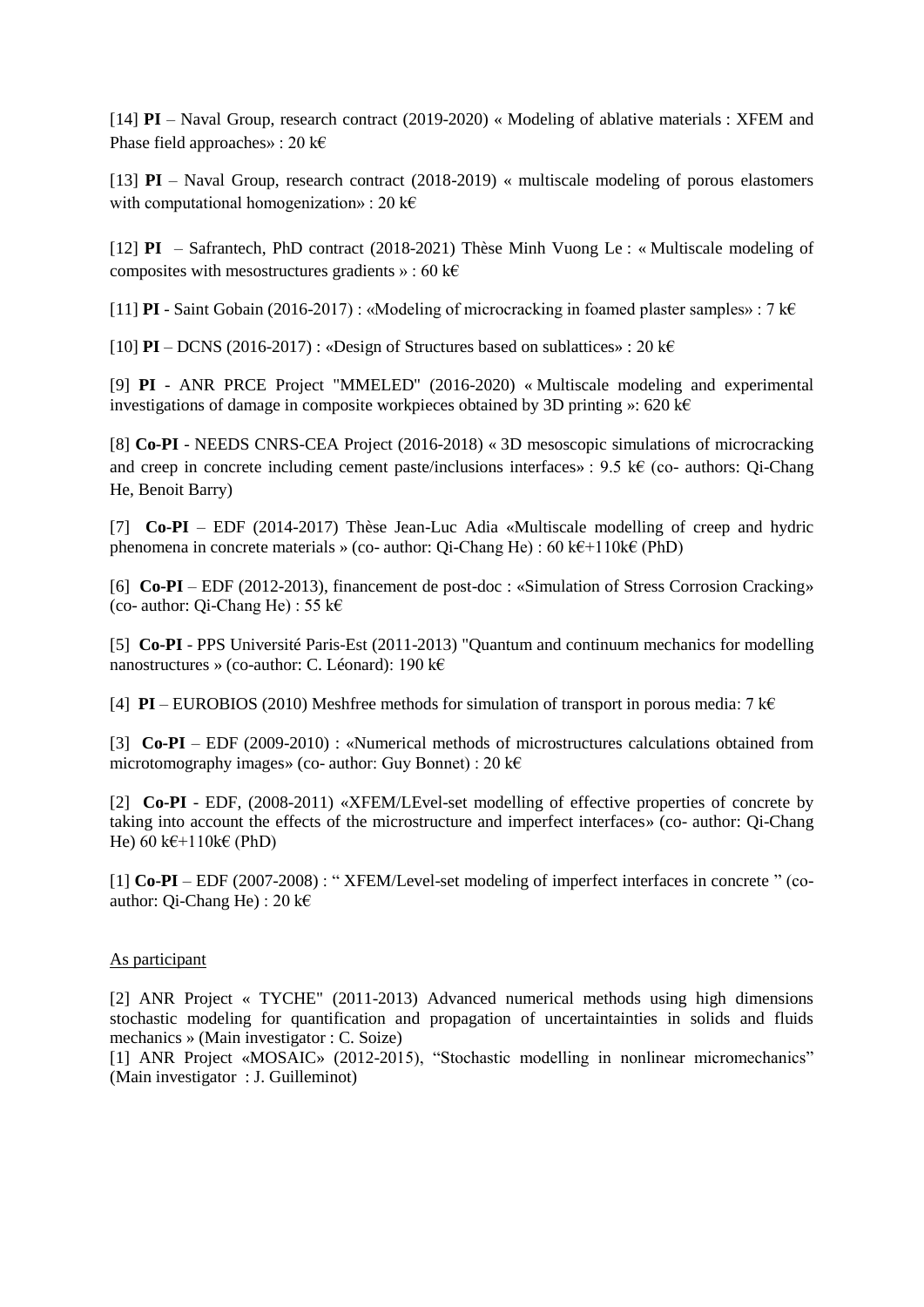[14] **PI** – Naval Group, research contract (2019-2020) « Modeling of ablative materials : XFEM and Phase field approaches» : 20 k€

[13] **PI** – Naval Group, research contract (2018-2019) « multiscale modeling of porous elastomers with computational homogenization» : 20 k€

[12] **PI** – Safrantech, PhD contract (2018-2021) Thèse Minh Vuong Le : « Multiscale modeling of composites with mesostructures gradients » : 60 k€

[11] **PI** - Saint Gobain (2016-2017) : «Modeling of microcracking in foamed plaster samples» : 7 k€

[10] **PI** – DCNS (2016-2017) : «Design of Structures based on sublattices» : 20 k€

[9] **PI** - ANR PRCE Project "MMELED" (2016-2020) « Multiscale modeling and experimental investigations of damage in composite workpieces obtained by 3D printing »: 620 k€

[8] **Co-PI** - NEEDS CNRS-CEA Project (2016-2018) « 3D mesoscopic simulations of microcracking and creep in concrete including cement paste/inclusions interfaces» : 9.5 k€ (co- authors: Qi-Chang He, Benoit Barry)

[7] **Co-PI** – EDF (2014-2017) Thèse Jean-Luc Adia «Multiscale modelling of creep and hydric phenomena in concrete materials » (co- author: Qi-Chang He) : 60 k€+110k€ (PhD)

[6] **Co-PI** – EDF (2012-2013), financement de post-doc : «Simulation of Stress Corrosion Cracking» (co- author: Qi-Chang He) : 55 k€

[5] **Co-PI** - PPS Université Paris-Est (2011-2013) "Quantum and continuum mechanics for modelling nanostructures » (co-author: C. Léonard): 190 k€

[4] **PI** – EUROBIOS (2010) Meshfree methods for simulation of transport in porous media: 7 k€

[3] **Co-PI** – EDF (2009-2010) : «Numerical methods of microstructures calculations obtained from microtomography images» (co- author: Guy Bonnet) : 20 k€

[2] **Co-PI** - EDF, (2008-2011) «XFEM/LEvel-set modelling of effective properties of concrete by taking into account the effects of the microstructure and imperfect interfaces» (co- author: Qi-Chang He) 60 k€+110k€ (PhD)

[1] **Co-PI** – EDF (2007-2008) : " XFEM/Level-set modeling of imperfect interfaces in concrete " (co-author: Qi-Chang He) : 20 k€

As participant

[2] ANR Project « TYCHE" (2011-2013) Advanced numerical methods using high dimensions stochastic modeling for quantification and propagation of uncertaintainties in solids and fluids mechanics » (Main investigator : C. Soize)
[1] ANR Project «MOSAIC» (2012-2015), "Stochastic modelling in nonlinear micromechanics" (Main investigator : J. Guilleminot)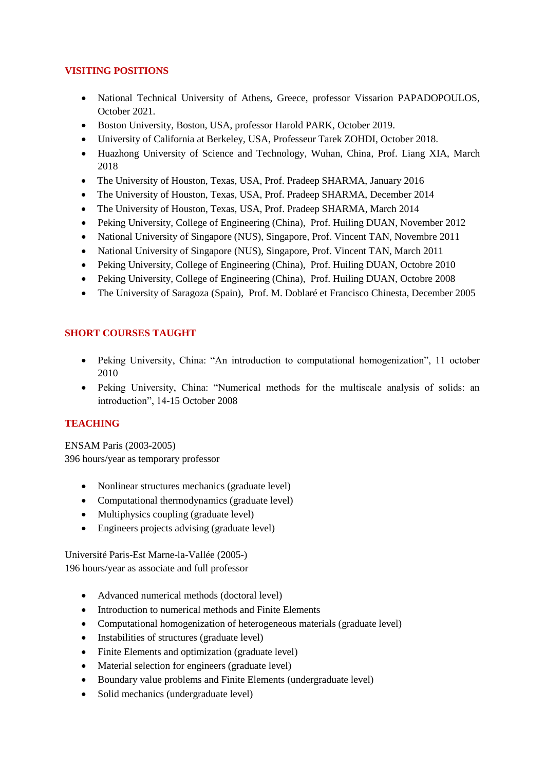## VISITING POSITIONS

- National Technical University of Athens, Greece, professor Vissarion PAPADOPOULOS, October 2021.
- Boston University, Boston, USA, professor Harold PARK, October 2019.
- University of California at Berkeley, USA, Professeur Tarek ZOHDI, October 2018.
- Huazhong University of Science and Technology, Wuhan, China, Prof. Liang XIA, March 2018
- The University of Houston, Texas, USA, Prof. Pradeep SHARMA, January 2016
- The University of Houston, Texas, USA, Prof. Pradeep SHARMA, December 2014
- The University of Houston, Texas, USA, Prof. Pradeep SHARMA, March 2014
- Peking University, College of Engineering (China), Prof. Huiling DUAN, November 2012
- National University of Singapore (NUS), Singapore, Prof. Vincent TAN, Novembre 2011
- National University of Singapore (NUS), Singapore, Prof. Vincent TAN, March 2011
- Peking University, College of Engineering (China), Prof. Huiling DUAN, Octobre 2010
- Peking University, College of Engineering (China), Prof. Huiling DUAN, Octobre 2008
- The University of Saragoza (Spain), Prof. M. Doblaré et Francisco Chinesta, December 2005

## SHORT COURSES TAUGHT

- Peking University, China: “An introduction to computational homogenization”, 11 october 2010
- Peking University, China: “Numerical methods for the multiscale analysis of solids: an introduction”, 14-15 October 2008

## TEACHING

ENSAM Paris (2003-2005)
396 hours/year as temporary professor

- Nonlinear structures mechanics (graduate level)
- Computational thermodynamics (graduate level)
- Multiphysics coupling (graduate level)
- Engineers projects advising (graduate level)

Université Paris-Est Marne-la-Vallée (2005-)
196 hours/year as associate and full professor

- Advanced numerical methods (doctoral level)
- Introduction to numerical methods and Finite Elements
- Computational homogenization of heterogeneous materials (graduate level)
- Instabilities of structures (graduate level)
- Finite Elements and optimization (graduate level)
- Material selection for engineers (graduate level)
- Boundary value problems and Finite Elements (undergraduate level)
- Solid mechanics (undergraduate level)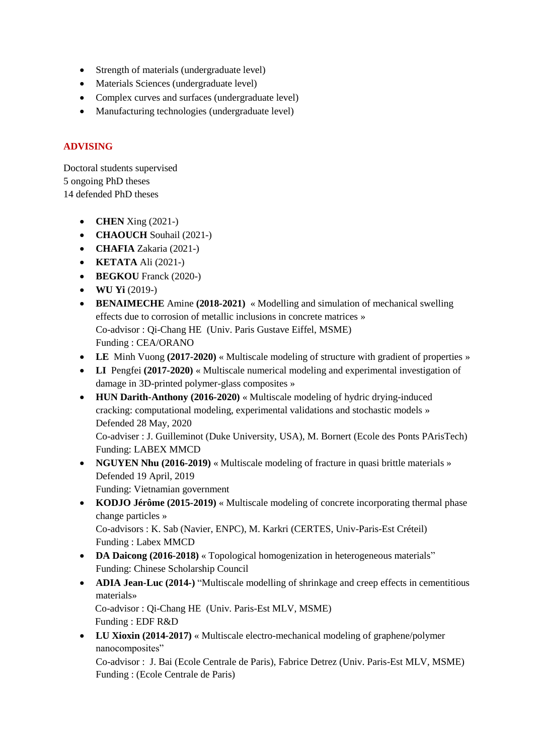- Strength of materials (undergraduate level)
- Materials Sciences (undergraduate level)
- Complex curves and surfaces (undergraduate level)
- Manufacturing technologies (undergraduate level)

## ADVISING

Doctoral students supervised
5 ongoing PhD theses
14 defended PhD theses

- **CHEN** Xing (2021-)
- **CHAOUCH** Souhail (2021-)
- **CHAFIA** Zakaria (2021-)
- **KETATA** Ali (2021-)
- **BEGKOU** Franck (2020-)
- **WU Yi** (2019-)
- **BENAIMECHE** Amine **(2018-2021)** « Modelling and simulation of mechanical swelling effects due to corrosion of metallic inclusions in concrete matrices »
  Co-advisor : Qi-Chang HE (Univ. Paris Gustave Eiffel, MSME)
  Funding : CEA/ORANO
- **LE** Minh Vuong **(2017-2020)** « Multiscale modeling of structure with gradient of properties »
- **LI** Pengfei **(2017-2020)** « Multiscale numerical modeling and experimental investigation of damage in 3D-printed polymer-glass composites »
- **HUN Darith-Anthony (2016-2020)** « Multiscale modeling of hydric drying-induced cracking: computational modeling, experimental validations and stochastic models »
  Defended 28 May, 2020
  Co-adviser : J. Guilleminot (Duke University, USA), M. Bornert (Ecole des Ponts PArisTech)
  Funding: LABEX MMCD
- **NGUYEN Nhu (2016-2019)** « Multiscale modeling of fracture in quasi brittle materials »
  Defended 19 April, 2019
  Funding: Vietnamian government
- **KODJO Jérôme (2015-2019)** « Multiscale modeling of concrete incorporating thermal phase change particles »
  Co-advisors : K. Sab (Navier, ENPC), M. Karkri (CERTES, Univ-Paris-Est Créteil)
  Funding : Labex MMCD
- **DA Daicong (2016-2018)** « Topological homogenization in heterogeneous materials”
  Funding: Chinese Scholarship Council
- **ADIA Jean-Luc (2014-)** “Multiscale modelling of shrinkage and creep effects in cementitious materials»
  Co-advisor : Qi-Chang HE (Univ. Paris-Est MLV, MSME)
  Funding : EDF R&D
- **LU Xioxin (2014-2017)** « Multiscale electro-mechanical modeling of graphene/polymer nanocomposites”
  Co-advisor : J. Bai (Ecole Centrale de Paris), Fabrice Detrez (Univ. Paris-Est MLV, MSME)
  Funding : (Ecole Centrale de Paris)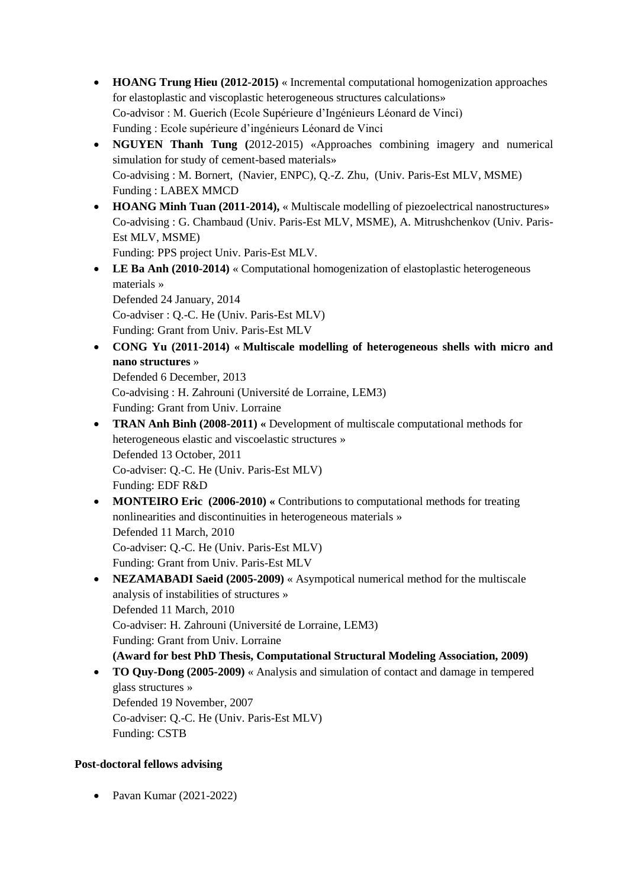- **HOANG Trung Hieu (2012-2015)** « Incremental computational homogenization approaches for elastoplastic and viscoplastic heterogeneous structures calculations»
  Co-advisor : M. Guerich (Ecole Supérieure d'Ingénieurs Léonard de Vinci)
  Funding : Ecole supérieure d'ingénieurs Léonard de Vinci
- **NGUYEN Thanh Tung (**2012-2015) «Approaches combining imagery and numerical simulation for study of cement-based materials»
  Co-advising : M. Bornert, (Navier, ENPC), Q.-Z. Zhu, (Univ. Paris-Est MLV, MSME)
  Funding : LABEX MMCD
- **HOANG Minh Tuan (2011-2014),** « Multiscale modelling of piezoelectrical nanostructures»
  Co-advising : G. Chambaud (Univ. Paris-Est MLV, MSME), A. Mitrushchenkov (Univ. Paris-Est MLV, MSME)
  Funding: PPS project Univ. Paris-Est MLV.
- **LE Ba Anh (2010-2014)** « Computational homogenization of elastoplastic heterogeneous materials »
  Defended 24 January, 2014
  Co-adviser : Q.-C. He (Univ. Paris-Est MLV)
  Funding: Grant from Univ. Paris-Est MLV
- **CONG Yu (2011-2014) « Multiscale modelling of heterogeneous shells with micro and nano structures** »
  Defended 6 December, 2013
  Co-advising : H. Zahrouni (Université de Lorraine, LEM3)
  Funding: Grant from Univ. Lorraine
- **TRAN Anh Binh (2008-2011) «** Development of multiscale computational methods for heterogeneous elastic and viscoelastic structures »
  Defended 13 October, 2011
  Co-adviser: Q.-C. He (Univ. Paris-Est MLV)
  Funding: EDF R&D
- **MONTEIRO Eric (2006-2010) «** Contributions to computational methods for treating nonlinearities and discontinuities in heterogeneous materials »
  Defended 11 March, 2010
  Co-adviser: Q.-C. He (Univ. Paris-Est MLV)
  Funding: Grant from Univ. Paris-Est MLV
- **NEZAMABADI Saeid (2005-2009)** « Asympotical numerical method for the multiscale analysis of instabilities of structures »
  Defended 11 March, 2010
  Co-adviser: H. Zahrouni (Université de Lorraine, LEM3)
  Funding: Grant from Univ. Lorraine
  **(Award for best PhD Thesis, Computational Structural Modeling Association, 2009)**
- **TO Quy-Dong (2005-2009)** « Analysis and simulation of contact and damage in tempered glass structures »
  Defended 19 November, 2007
  Co-adviser: Q.-C. He (Univ. Paris-Est MLV)
  Funding: CSTB

**Post-doctoral fellows advising**

- Pavan Kumar (2021-2022)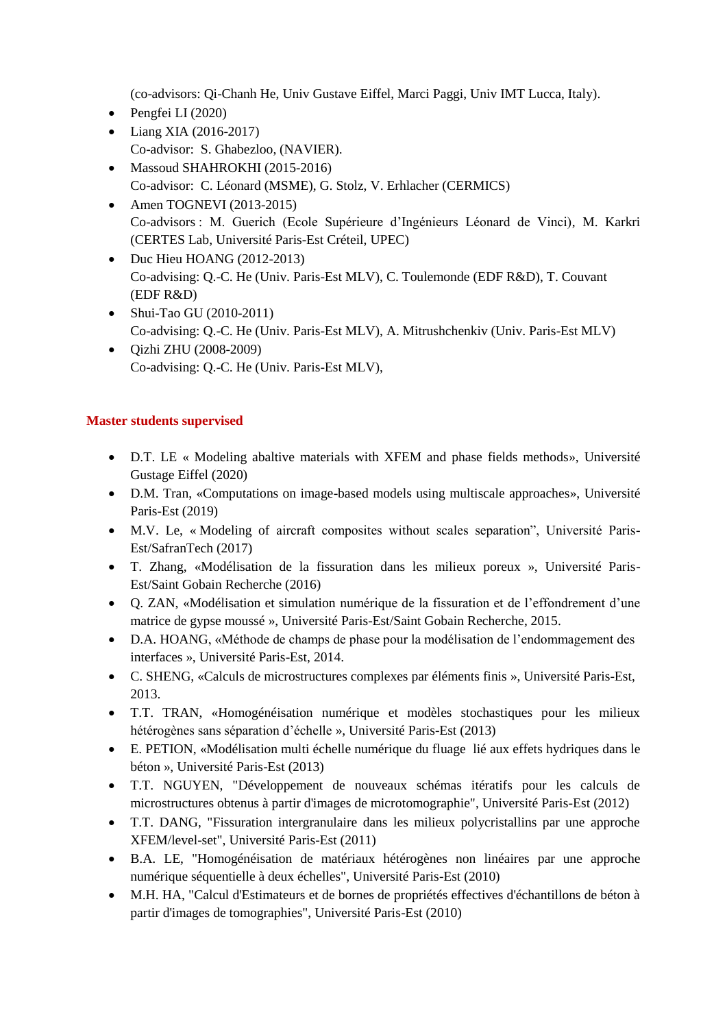(co-advisors: Qi-Chanh He, Univ Gustave Eiffel, Marci Paggi, Univ IMT Lucca, Italy).

- Pengfei LI (2020)
- Liang XIA (2016-2017)
  Co-advisor: S. Ghabezloo, (NAVIER).
- Massoud SHAHROKHI (2015-2016)
  Co-advisor: C. Léonard (MSME), G. Stolz, V. Erhlacher (CERMICS)
- Amen TOGNEVI (2013-2015)
  Co-advisors : M. Guerich (Ecole Supérieure d'Ingénieurs Léonard de Vinci), M. Karkri (CERTES Lab, Université Paris-Est Créteil, UPEC)
- Duc Hieu HOANG (2012-2013)
  Co-advising: Q.-C. He (Univ. Paris-Est MLV), C. Toulemonde (EDF R&D), T. Couvant (EDF R&D)
- Shui-Tao GU (2010-2011)
  Co-advising: Q.-C. He (Univ. Paris-Est MLV), A. Mitrushchenkiv (Univ. Paris-Est MLV)
- Qizhi ZHU (2008-2009)
  Co-advising: Q.-C. He (Univ. Paris-Est MLV),

## Master students supervised

- D.T. LE « Modeling abaltive materials with XFEM and phase fields methods», Université Gustage Eiffel (2020)
- D.M. Tran, «Computations on image-based models using multiscale approaches», Université Paris-Est (2019)
- M.V. Le, « Modeling of aircraft composites without scales separation", Université Paris-Est/SafranTech (2017)
- T. Zhang, «Modélisation de la fissuration dans les milieux poreux », Université Paris-Est/Saint Gobain Recherche (2016)
- Q. ZAN, «Modélisation et simulation numérique de la fissuration et de l'effondrement d'une matrice de gypse moussé », Université Paris-Est/Saint Gobain Recherche, 2015.
- D.A. HOANG, «Méthode de champs de phase pour la modélisation de l'endommagement des interfaces », Université Paris-Est, 2014.
- C. SHENG, «Calculs de microstructures complexes par éléments finis », Université Paris-Est, 2013.
- T.T. TRAN, «Homogénéisation numérique et modèles stochastiques pour les milieux hétérogènes sans séparation d'échelle », Université Paris-Est (2013)
- E. PETION, «Modélisation multi échelle numérique du fluage lié aux effets hydriques dans le béton », Université Paris-Est (2013)
- T.T. NGUYEN, "Développement de nouveaux schémas itératifs pour les calculs de microstructures obtenus à partir d'images de microtomographie", Université Paris-Est (2012)
- T.T. DANG, "Fissuration intergranulaire dans les milieux polycristallins par une approche XFEM/level-set", Université Paris-Est (2011)
- B.A. LE, "Homogénéisation de matériaux hétérogènes non linéaires par une approche numérique séquentielle à deux échelles", Université Paris-Est (2010)
- M.H. HA, "Calcul d'Estimateurs et de bornes de propriétés effectives d'échantillons de béton à partir d'images de tomographies", Université Paris-Est (2010)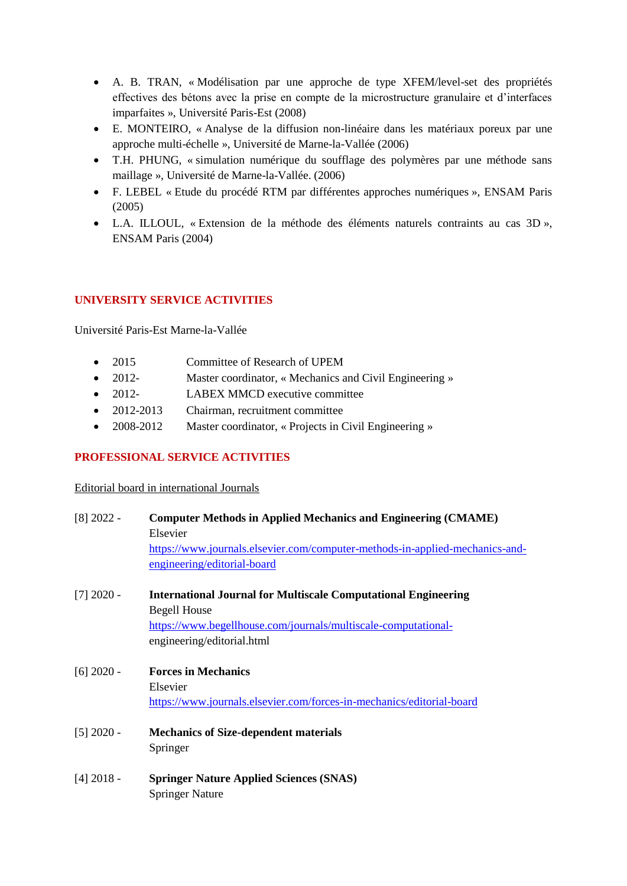- A. B. TRAN, « Modélisation par une approche de type XFEM/level-set des propriétés effectives des bétons avec la prise en compte de la microstructure granulaire et d'interfaces imparfaites », Université Paris-Est (2008)
- E. MONTEIRO, « Analyse de la diffusion non-linéaire dans les matériaux poreux par une approche multi-échelle », Université de Marne-la-Vallée (2006)
- T.H. PHUNG, « simulation numérique du soufflage des polymères par une méthode sans maillage », Université de Marne-la-Vallée. (2006)
- F. LEBEL « Etude du procédé RTM par différentes approches numériques », ENSAM Paris (2005)
- L.A. ILLOUL, « Extension de la méthode des éléments naturels contraints au cas 3D », ENSAM Paris (2004)

## UNIVERSITY SERVICE ACTIVITIES

Université Paris-Est Marne-la-Vallée

- 2015 Committee of Research of UPEM
- 2012- Master coordinator, « Mechanics and Civil Engineering »
- 2012- LABEX MMCD executive committee
- 2012-2013 Chairman, recruitment committee
- 2008-2012 Master coordinator, « Projects in Civil Engineering »

## PROFESSIONAL SERVICE ACTIVITIES

Editorial board in international Journals

[8] 2022 - **Computer Methods in Applied Mechanics and Engineering (CMAME)**
Elsevier
https://www.journals.elsevier.com/computer-methods-in-applied-mechanics-and-engineering/editorial-board

[7] 2020 - **International Journal for Multiscale Computational Engineering**
Begell House
https://www.begellhouse.com/journals/multiscale-computational-engineering/editorial.html

[6] 2020 - **Forces in Mechanics**
Elsevier
https://www.journals.elsevier.com/forces-in-mechanics/editorial-board

[5] 2020 - **Mechanics of Size-dependent materials**
Springer

[4] 2018 - **Springer Nature Applied Sciences (SNAS)**
Springer Nature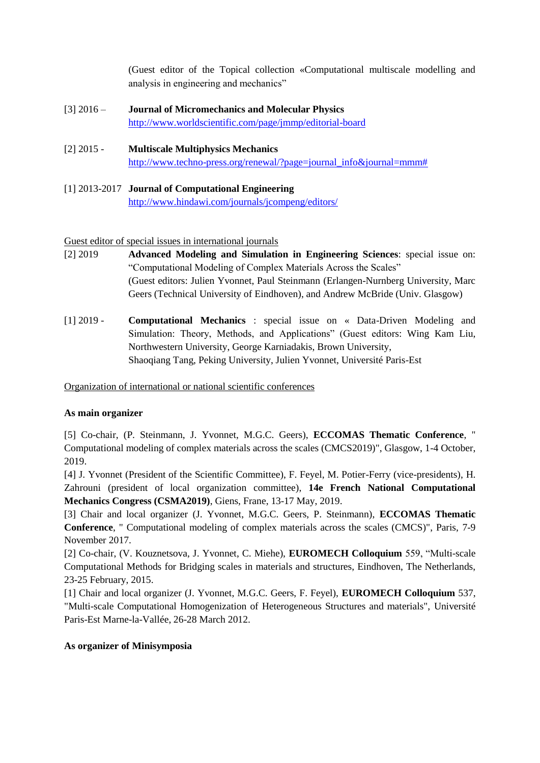(Guest editor of the Topical collection «Computational multiscale modelling and analysis in engineering and mechanics"

[3] 2016 – **Journal of Micromechanics and Molecular Physics**
http://www.worldscientific.com/page/jmmp/editorial-board

[2] 2015 - **Multiscale Multiphysics Mechanics**
http://www.techno-press.org/renewal/?page=journal_info&journal=mmm#

[1] 2013-2017 **Journal of Computational Engineering**
http://www.hindawi.com/journals/jcompeng/editors/

Guest editor of special issues in international journals

[2] 2019 **Advanced Modeling and Simulation in Engineering Sciences**: special issue on: "Computational Modeling of Complex Materials Across the Scales"
(Guest editors: Julien Yvonnet, Paul Steinmann (Erlangen-Nurnberg University, Marc Geers (Technical University of Eindhoven), and Andrew McBride (Univ. Glasgow)

[1] 2019 - **Computational Mechanics** : special issue on « Data-Driven Modeling and Simulation: Theory, Methods, and Applications" (Guest editors: Wing Kam Liu, Northwestern University, George Karniadakis, Brown University,
Shaoqiang Tang, Peking University, Julien Yvonnet, Université Paris-Est

Organization of international or national scientific conferences

**As main organizer**

[5] Co-chair, (P. Steinmann, J. Yvonnet, M.G.C. Geers), **ECCOMAS Thematic Conference**, " Computational modeling of complex materials across the scales (CMCS2019)", Glasgow, 1-4 October, 2019.
[4] J. Yvonnet (President of the Scientific Committee), F. Feyel, M. Potier-Ferry (vice-presidents), H. Zahrouni (president of local organization committee), **14e French National Computational Mechanics Congress (CSMA2019)**, Giens, Frane, 13-17 May, 2019.
[3] Chair and local organizer (J. Yvonnet, M.G.C. Geers, P. Steinmann), **ECCOMAS Thematic Conference**, " Computational modeling of complex materials across the scales (CMCS)", Paris, 7-9 November 2017.
[2] Co-chair, (V. Kouznetsova, J. Yvonnet, C. Miehe), **EUROMECH Colloquium** 559, "Multi-scale Computational Methods for Bridging scales in materials and structures, Eindhoven, The Netherlands, 23-25 February, 2015.
[1] Chair and local organizer (J. Yvonnet, M.G.C. Geers, F. Feyel), **EUROMECH Colloquium** 537, "Multi-scale Computational Homogenization of Heterogeneous Structures and materials", Université Paris-Est Marne-la-Vallée, 26-28 March 2012.

**As organizer of Minisymposia**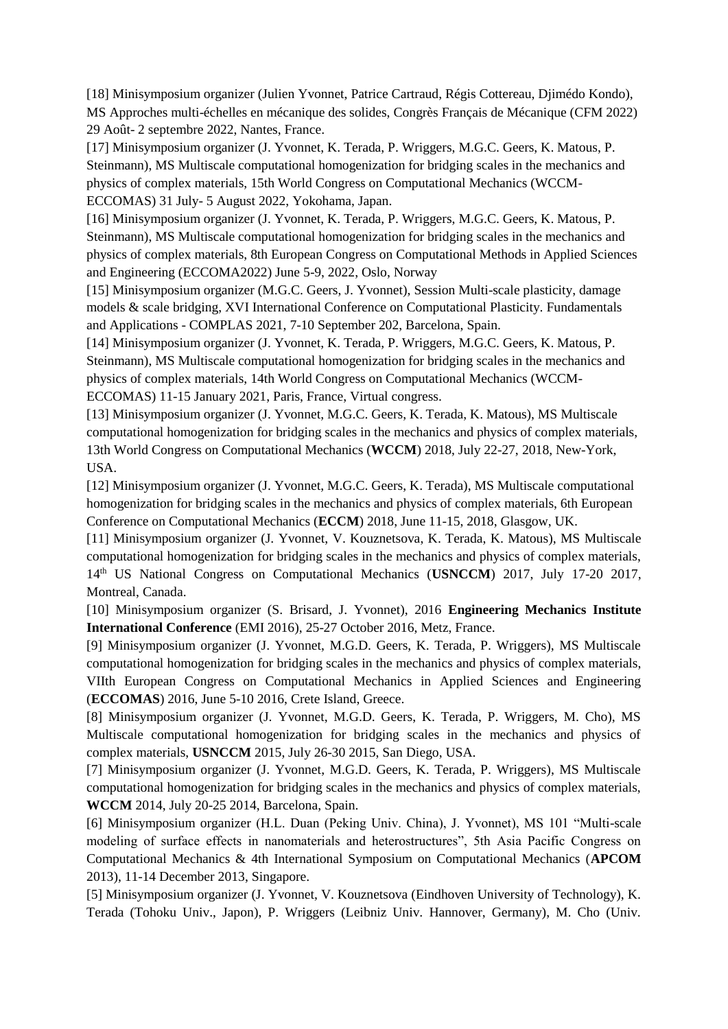[18] Minisymposium organizer (Julien Yvonnet, Patrice Cartraud, Régis Cottereau, Djimédo Kondo), MS Approches multi-échelles en mécanique des solides, Congrès Français de Mécanique (CFM 2022) 29 Août- 2 septembre 2022, Nantes, France.

[17] Minisymposium organizer (J. Yvonnet, K. Terada, P. Wriggers, M.G.C. Geers, K. Matous, P. Steinmann), MS Multiscale computational homogenization for bridging scales in the mechanics and physics of complex materials, 15th World Congress on Computational Mechanics (WCCM-ECCOMAS) 31 July- 5 August 2022, Yokohama, Japan.

[16] Minisymposium organizer (J. Yvonnet, K. Terada, P. Wriggers, M.G.C. Geers, K. Matous, P. Steinmann), MS Multiscale computational homogenization for bridging scales in the mechanics and physics of complex materials, 8th European Congress on Computational Methods in Applied Sciences and Engineering (ECCOMA2022) June 5-9, 2022, Oslo, Norway

[15] Minisymposium organizer (M.G.C. Geers, J. Yvonnet), Session Multi-scale plasticity, damage models & scale bridging, XVI International Conference on Computational Plasticity. Fundamentals and Applications - COMPLAS 2021, 7-10 September 202, Barcelona, Spain.

[14] Minisymposium organizer (J. Yvonnet, K. Terada, P. Wriggers, M.G.C. Geers, K. Matous, P. Steinmann), MS Multiscale computational homogenization for bridging scales in the mechanics and physics of complex materials, 14th World Congress on Computational Mechanics (WCCM-ECCOMAS) 11-15 January 2021, Paris, France, Virtual congress.

[13] Minisymposium organizer (J. Yvonnet, M.G.C. Geers, K. Terada, K. Matous), MS Multiscale computational homogenization for bridging scales in the mechanics and physics of complex materials, 13th World Congress on Computational Mechanics (**WCCM**) 2018, July 22-27, 2018, New-York, USA.

[12] Minisymposium organizer (J. Yvonnet, M.G.C. Geers, K. Terada), MS Multiscale computational homogenization for bridging scales in the mechanics and physics of complex materials, 6th European Conference on Computational Mechanics (**ECCM**) 2018, June 11-15, 2018, Glasgow, UK.

[11] Minisymposium organizer (J. Yvonnet, V. Kouznetsova, K. Terada, K. Matous), MS Multiscale computational homogenization for bridging scales in the mechanics and physics of complex materials, 14th US National Congress on Computational Mechanics (**USNCCM**) 2017, July 17-20 2017, Montreal, Canada.

[10] Minisymposium organizer (S. Brisard, J. Yvonnet), 2016 **Engineering Mechanics Institute International Conference** (EMI 2016), 25-27 October 2016, Metz, France.

[9] Minisymposium organizer (J. Yvonnet, M.G.D. Geers, K. Terada, P. Wriggers), MS Multiscale computational homogenization for bridging scales in the mechanics and physics of complex materials, VIIth European Congress on Computational Mechanics in Applied Sciences and Engineering (**ECCOMAS**) 2016, June 5-10 2016, Crete Island, Greece.

[8] Minisymposium organizer (J. Yvonnet, M.G.D. Geers, K. Terada, P. Wriggers, M. Cho), MS Multiscale computational homogenization for bridging scales in the mechanics and physics of complex materials, **USNCCM** 2015, July 26-30 2015, San Diego, USA.

[7] Minisymposium organizer (J. Yvonnet, M.G.D. Geers, K. Terada, P. Wriggers), MS Multiscale computational homogenization for bridging scales in the mechanics and physics of complex materials, **WCCM** 2014, July 20-25 2014, Barcelona, Spain.

[6] Minisymposium organizer (H.L. Duan (Peking Univ. China), J. Yvonnet), MS 101 "Multi-scale modeling of surface effects in nanomaterials and heterostructures", 5th Asia Pacific Congress on Computational Mechanics & 4th International Symposium on Computational Mechanics (**APCOM** 2013), 11-14 December 2013, Singapore.

[5] Minisymposium organizer (J. Yvonnet, V. Kouznetsova (Eindhoven University of Technology), K. Terada (Tohoku Univ., Japon), P. Wriggers (Leibniz Univ. Hannover, Germany), M. Cho (Univ.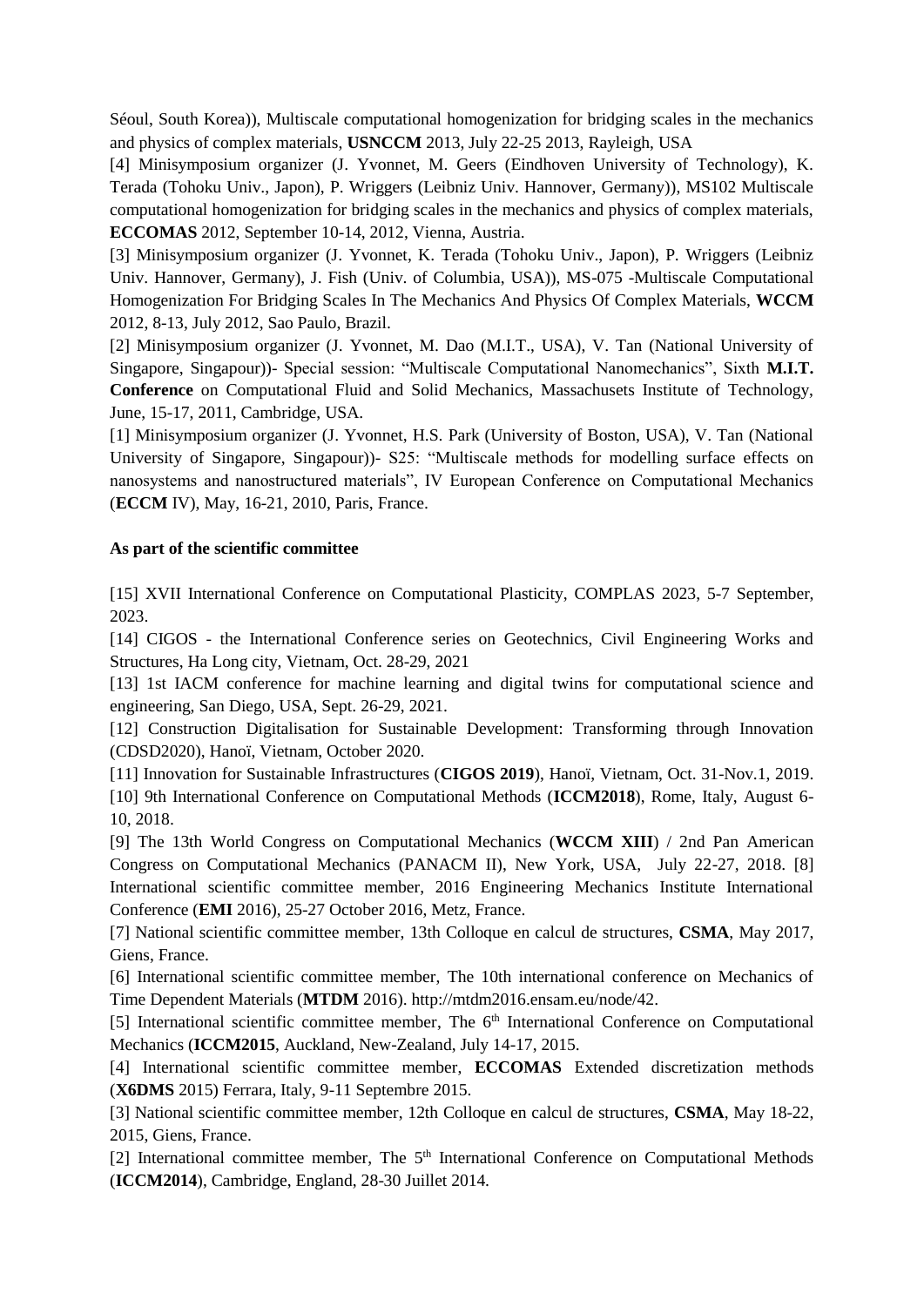Séoul, South Korea)), Multiscale computational homogenization for bridging scales in the mechanics and physics of complex materials, **USNCCM** 2013, July 22-25 2013, Rayleigh, USA

[4] Minisymposium organizer (J. Yvonnet, M. Geers (Eindhoven University of Technology), K. Terada (Tohoku Univ., Japon), P. Wriggers (Leibniz Univ. Hannover, Germany)), MS102 Multiscale computational homogenization for bridging scales in the mechanics and physics of complex materials, **ECCOMAS** 2012, September 10-14, 2012, Vienna, Austria.

[3] Minisymposium organizer (J. Yvonnet, K. Terada (Tohoku Univ., Japon), P. Wriggers (Leibniz Univ. Hannover, Germany), J. Fish (Univ. of Columbia, USA)), MS-075 -Multiscale Computational Homogenization For Bridging Scales In The Mechanics And Physics Of Complex Materials, **WCCM** 2012, 8-13, July 2012, Sao Paulo, Brazil.

[2] Minisymposium organizer (J. Yvonnet, M. Dao (M.I.T., USA), V. Tan (National University of Singapore, Singapour))- Special session: "Multiscale Computational Nanomechanics", Sixth **M.I.T. Conference** on Computational Fluid and Solid Mechanics, Massachusets Institute of Technology, June, 15-17, 2011, Cambridge, USA.

[1] Minisymposium organizer (J. Yvonnet, H.S. Park (University of Boston, USA), V. Tan (National University of Singapore, Singapour))- S25: "Multiscale methods for modelling surface effects on nanosystems and nanostructured materials", IV European Conference on Computational Mechanics (**ECCM** IV), May, 16-21, 2010, Paris, France.

**As part of the scientific committee**

[15] XVII International Conference on Computational Plasticity, COMPLAS 2023, 5-7 September, 2023.

[14] CIGOS - the International Conference series on Geotechnics, Civil Engineering Works and Structures, Ha Long city, Vietnam, Oct. 28-29, 2021

[13] 1st IACM conference for machine learning and digital twins for computational science and engineering, San Diego, USA, Sept. 26-29, 2021.

[12] Construction Digitalisation for Sustainable Development: Transforming through Innovation (CDSD2020), Hanoï, Vietnam, October 2020.

[11] Innovation for Sustainable Infrastructures (**CIGOS 2019**), Hanoï, Vietnam, Oct. 31-Nov.1, 2019.

[10] 9th International Conference on Computational Methods (**ICCM2018**), Rome, Italy, August 6-10, 2018.

[9] The 13th World Congress on Computational Mechanics (**WCCM XIII**) / 2nd Pan American Congress on Computational Mechanics (PANACM II), New York, USA, July 22-27, 2018. [8] International scientific committee member, 2016 Engineering Mechanics Institute International Conference (**EMI** 2016), 25-27 October 2016, Metz, France.

[7] National scientific committee member, 13th Colloque en calcul de structures, **CSMA**, May 2017, Giens, France.

[6] International scientific committee member, The 10th international conference on Mechanics of Time Dependent Materials (**MTDM** 2016). http://mtdm2016.ensam.eu/node/42.

[5] International scientific committee member, The 6th International Conference on Computational Mechanics (**ICCM2015**, Auckland, New-Zealand, July 14-17, 2015.

[4] International scientific committee member, **ECCOMAS** Extended discretization methods (**X6DMS** 2015) Ferrara, Italy, 9-11 Septembre 2015.

[3] National scientific committee member, 12th Colloque en calcul de structures, **CSMA**, May 18-22, 2015, Giens, France.

[2] International committee member, The 5th International Conference on Computational Methods (**ICCM2014**), Cambridge, England, 28-30 Juillet 2014.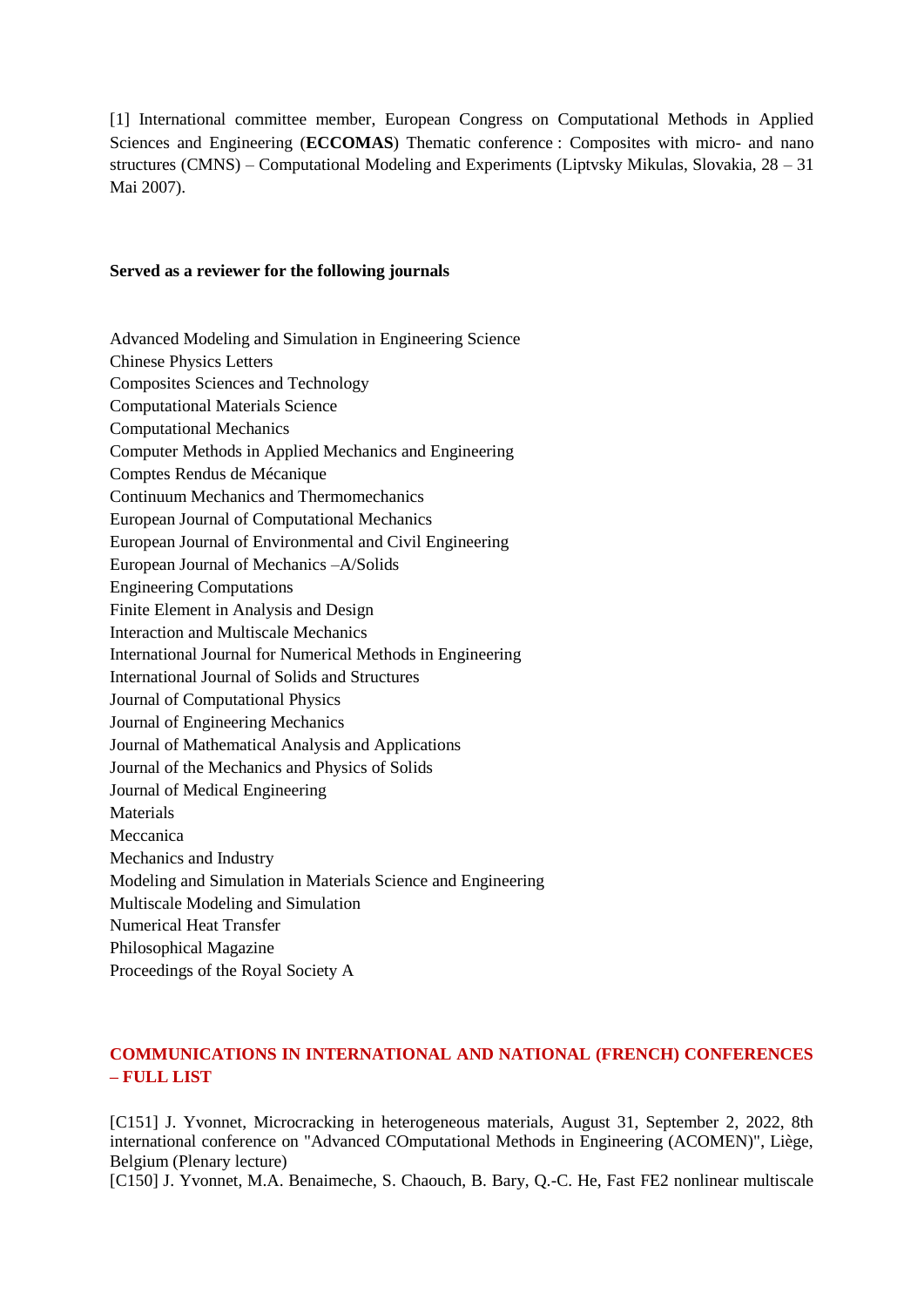[1] International committee member, European Congress on Computational Methods in Applied Sciences and Engineering (**ECCOMAS**) Thematic conference : Composites with micro- and nano structures (CMNS) – Computational Modeling and Experiments (Liptvsky Mikulas, Slovakia, 28 – 31 Mai 2007).

**Served as a reviewer for the following journals**

Advanced Modeling and Simulation in Engineering Science
Chinese Physics Letters
Composites Sciences and Technology
Computational Materials Science
Computational Mechanics
Computer Methods in Applied Mechanics and Engineering
Comptes Rendus de Mécanique
Continuum Mechanics and Thermomechanics
European Journal of Computational Mechanics
European Journal of Environmental and Civil Engineering
European Journal of Mechanics –A/Solids
Engineering Computations
Finite Element in Analysis and Design
Interaction and Multiscale Mechanics
International Journal for Numerical Methods in Engineering
International Journal of Solids and Structures
Journal of Computational Physics
Journal of Engineering Mechanics
Journal of Mathematical Analysis and Applications
Journal of the Mechanics and Physics of Solids
Journal of Medical Engineering
Materials
Meccanica
Mechanics and Industry
Modeling and Simulation in Materials Science and Engineering
Multiscale Modeling and Simulation
Numerical Heat Transfer
Philosophical Magazine
Proceedings of the Royal Society A

## COMMUNICATIONS IN INTERNATIONAL AND NATIONAL (FRENCH) CONFERENCES – FULL LIST

[C151] J. Yvonnet, Microcracking in heterogeneous materials, August 31, September 2, 2022, 8th international conference on "Advanced COmputational Methods in Engineering (ACOMEN)", Liège, Belgium (Plenary lecture)

[C150] J. Yvonnet, M.A. Benaimeche, S. Chaouch, B. Bary, Q.-C. He, Fast FE2 nonlinear multiscale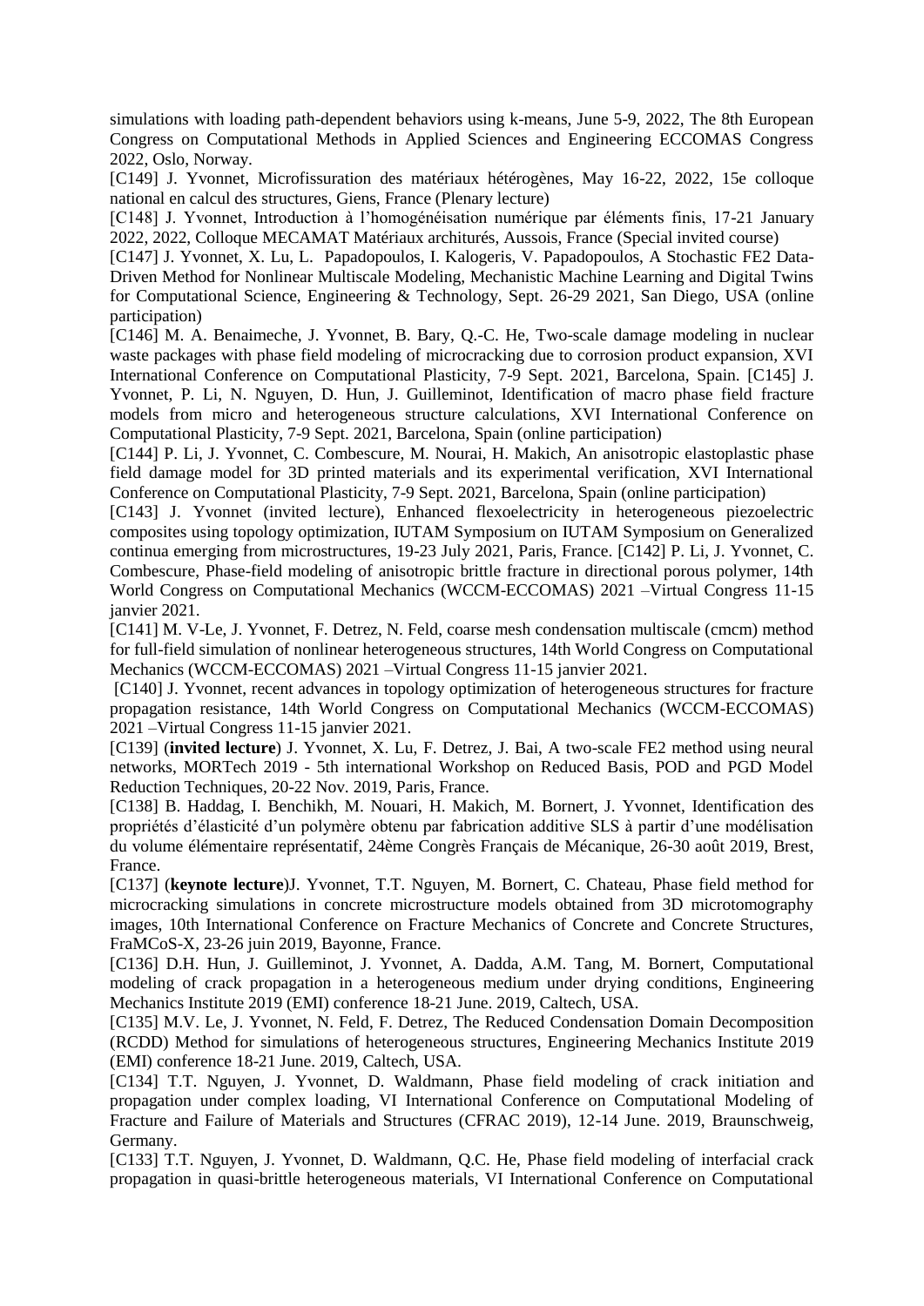simulations with loading path-dependent behaviors using k-means, June 5-9, 2022, The 8th European Congress on Computational Methods in Applied Sciences and Engineering ECCOMAS Congress 2022, Oslo, Norway.

[C149] J. Yvonnet, Microfissuration des matériaux hétérogènes, May 16-22, 2022, 15e colloque national en calcul des structures, Giens, France (Plenary lecture)

[C148] J. Yvonnet, Introduction à l'homogénéisation numérique par éléments finis, 17-21 January 2022, 2022, Colloque MECAMAT Matériaux architurés, Aussois, France (Special invited course)

[C147] J. Yvonnet, X. Lu, L. Papadopoulos, I. Kalogeris, V. Papadopoulos, A Stochastic FE2 Data-Driven Method for Nonlinear Multiscale Modeling, Mechanistic Machine Learning and Digital Twins for Computational Science, Engineering & Technology, Sept. 26-29 2021, San Diego, USA (online participation)

[C146] M. A. Benaimeche, J. Yvonnet, B. Bary, Q.-C. He, Two-scale damage modeling in nuclear waste packages with phase field modeling of microcracking due to corrosion product expansion, XVI International Conference on Computational Plasticity, 7-9 Sept. 2021, Barcelona, Spain. [C145] J. Yvonnet, P. Li, N. Nguyen, D. Hun, J. Guilleminot, Identification of macro phase field fracture models from micro and heterogeneous structure calculations, XVI International Conference on Computational Plasticity, 7-9 Sept. 2021, Barcelona, Spain (online participation)

[C144] P. Li, J. Yvonnet, C. Combescure, M. Nourai, H. Makich, An anisotropic elastoplastic phase field damage model for 3D printed materials and its experimental verification, XVI International Conference on Computational Plasticity, 7-9 Sept. 2021, Barcelona, Spain (online participation)

[C143] J. Yvonnet (invited lecture), Enhanced flexoelectricity in heterogeneous piezoelectric composites using topology optimization, IUTAM Symposium on IUTAM Symposium on Generalized continua emerging from microstructures, 19-23 July 2021, Paris, France. [C142] P. Li, J. Yvonnet, C. Combescure, Phase-field modeling of anisotropic brittle fracture in directional porous polymer, 14th World Congress on Computational Mechanics (WCCM-ECCOMAS) 2021 –Virtual Congress 11-15 janvier 2021.

[C141] M. V-Le, J. Yvonnet, F. Detrez, N. Feld, coarse mesh condensation multiscale (cmcm) method for full-field simulation of nonlinear heterogeneous structures, 14th World Congress on Computational Mechanics (WCCM-ECCOMAS) 2021 –Virtual Congress 11-15 janvier 2021.

[C140] J. Yvonnet, recent advances in topology optimization of heterogeneous structures for fracture propagation resistance, 14th World Congress on Computational Mechanics (WCCM-ECCOMAS) 2021 –Virtual Congress 11-15 janvier 2021.

[C139] (**invited lecture**) J. Yvonnet, X. Lu, F. Detrez, J. Bai, A two-scale FE2 method using neural networks, MORTech 2019 - 5th international Workshop on Reduced Basis, POD and PGD Model Reduction Techniques, 20-22 Nov. 2019, Paris, France.

[C138] B. Haddag, I. Benchikh, M. Nouari, H. Makich, M. Bornert, J. Yvonnet, Identification des propriétés d'élasticité d'un polymère obtenu par fabrication additive SLS à partir d'une modélisation du volume élémentaire représentatif, 24ème Congrès Français de Mécanique, 26-30 août 2019, Brest, France.

[C137] (**keynote lecture**)J. Yvonnet, T.T. Nguyen, M. Bornert, C. Chateau, Phase field method for microcracking simulations in concrete microstructure models obtained from 3D microtomography images, 10th International Conference on Fracture Mechanics of Concrete and Concrete Structures, FraMCoS-X, 23-26 juin 2019, Bayonne, France.

[C136] D.H. Hun, J. Guilleminot, J. Yvonnet, A. Dadda, A.M. Tang, M. Bornert, Computational modeling of crack propagation in a heterogeneous medium under drying conditions, Engineering Mechanics Institute 2019 (EMI) conference 18-21 June. 2019, Caltech, USA.

[C135] M.V. Le, J. Yvonnet, N. Feld, F. Detrez, The Reduced Condensation Domain Decomposition (RCDD) Method for simulations of heterogeneous structures, Engineering Mechanics Institute 2019 (EMI) conference 18-21 June. 2019, Caltech, USA.

[C134] T.T. Nguyen, J. Yvonnet, D. Waldmann, Phase field modeling of crack initiation and propagation under complex loading, VI International Conference on Computational Modeling of Fracture and Failure of Materials and Structures (CFRAC 2019), 12-14 June. 2019, Braunschweig, Germany.

[C133] T.T. Nguyen, J. Yvonnet, D. Waldmann, Q.C. He, Phase field modeling of interfacial crack propagation in quasi-brittle heterogeneous materials, VI International Conference on Computational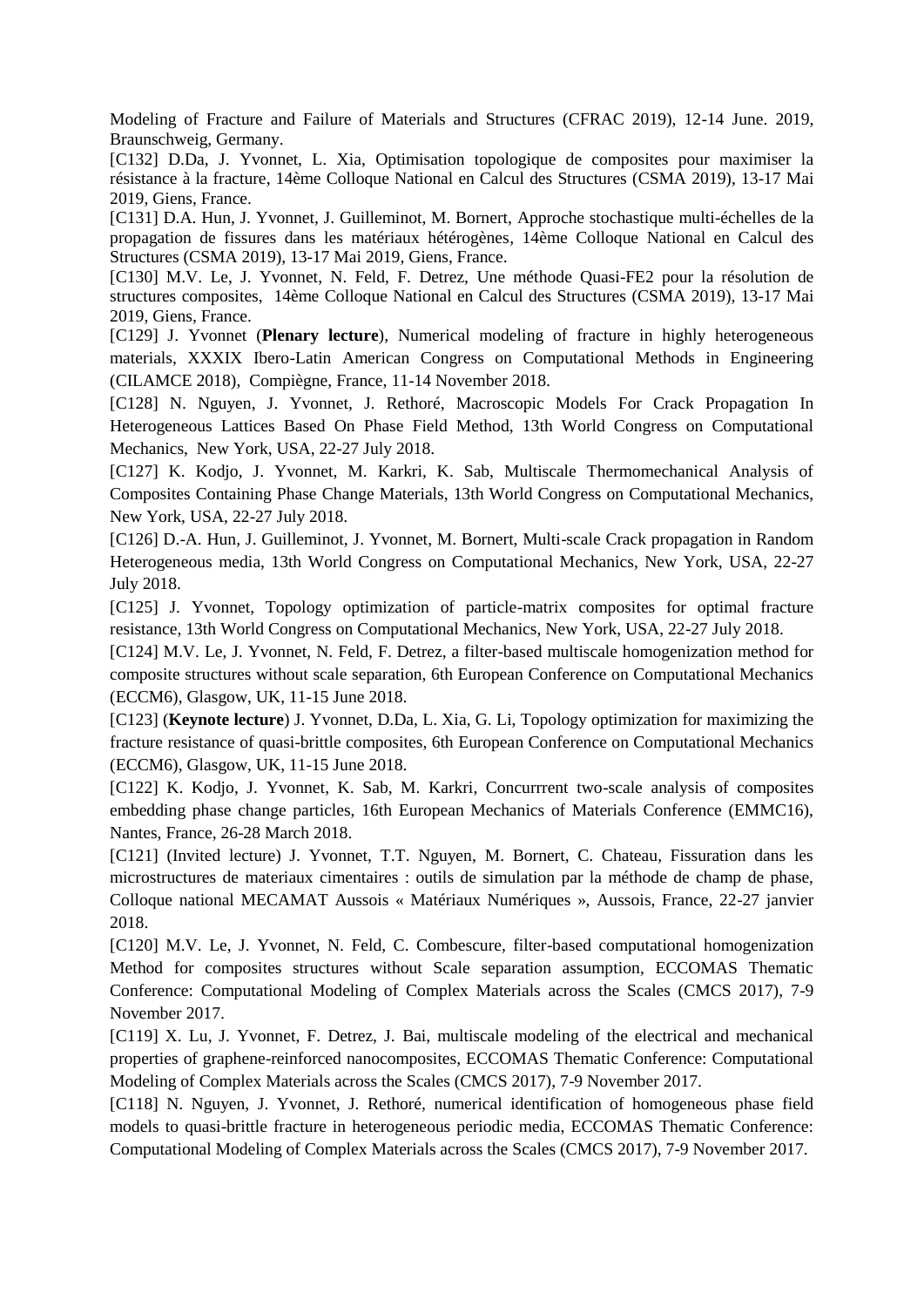Modeling of Fracture and Failure of Materials and Structures (CFRAC 2019), 12-14 June. 2019, Braunschweig, Germany.

[C132] D.Da, J. Yvonnet, L. Xia, Optimisation topologique de composites pour maximiser la résistance à la fracture, 14ème Colloque National en Calcul des Structures (CSMA 2019), 13-17 Mai 2019, Giens, France.

[C131] D.A. Hun, J. Yvonnet, J. Guilleminot, M. Bornert, Approche stochastique multi-échelles de la propagation de fissures dans les matériaux hétérogènes, 14ème Colloque National en Calcul des Structures (CSMA 2019), 13-17 Mai 2019, Giens, France.

[C130] M.V. Le, J. Yvonnet, N. Feld, F. Detrez, Une méthode Quasi-FE2 pour la résolution de structures composites, 14ème Colloque National en Calcul des Structures (CSMA 2019), 13-17 Mai 2019, Giens, France.

[C129] J. Yvonnet (**Plenary lecture**), Numerical modeling of fracture in highly heterogeneous materials, XXXIX Ibero-Latin American Congress on Computational Methods in Engineering (CILAMCE 2018), Compiègne, France, 11-14 November 2018.

[C128] N. Nguyen, J. Yvonnet, J. Rethoré, Macroscopic Models For Crack Propagation In Heterogeneous Lattices Based On Phase Field Method, 13th World Congress on Computational Mechanics, New York, USA, 22-27 July 2018.

[C127] K. Kodjo, J. Yvonnet, M. Karkri, K. Sab, Multiscale Thermomechanical Analysis of Composites Containing Phase Change Materials, 13th World Congress on Computational Mechanics, New York, USA, 22-27 July 2018.

[C126] D.-A. Hun, J. Guilleminot, J. Yvonnet, M. Bornert, Multi-scale Crack propagation in Random Heterogeneous media, 13th World Congress on Computational Mechanics, New York, USA, 22-27 July 2018.

[C125] J. Yvonnet, Topology optimization of particle-matrix composites for optimal fracture resistance, 13th World Congress on Computational Mechanics, New York, USA, 22-27 July 2018.

[C124] M.V. Le, J. Yvonnet, N. Feld, F. Detrez, a filter-based multiscale homogenization method for composite structures without scale separation, 6th European Conference on Computational Mechanics (ECCM6), Glasgow, UK, 11-15 June 2018.

[C123] (**Keynote lecture**) J. Yvonnet, D.Da, L. Xia, G. Li, Topology optimization for maximizing the fracture resistance of quasi-brittle composites, 6th European Conference on Computational Mechanics (ECCM6), Glasgow, UK, 11-15 June 2018.

[C122] K. Kodjo, J. Yvonnet, K. Sab, M. Karkri, Concurrrent two-scale analysis of composites embedding phase change particles, 16th European Mechanics of Materials Conference (EMMC16), Nantes, France, 26-28 March 2018.

[C121] (Invited lecture) J. Yvonnet, T.T. Nguyen, M. Bornert, C. Chateau, Fissuration dans les microstructures de materiaux cimentaires : outils de simulation par la méthode de champ de phase, Colloque national MECAMAT Aussois « Matériaux Numériques », Aussois, France, 22-27 janvier 2018.

[C120] M.V. Le, J. Yvonnet, N. Feld, C. Combescure, filter-based computational homogenization Method for composites structures without Scale separation assumption, ECCOMAS Thematic Conference: Computational Modeling of Complex Materials across the Scales (CMCS 2017), 7-9 November 2017.

[C119] X. Lu, J. Yvonnet, F. Detrez, J. Bai, multiscale modeling of the electrical and mechanical properties of graphene-reinforced nanocomposites, ECCOMAS Thematic Conference: Computational Modeling of Complex Materials across the Scales (CMCS 2017), 7-9 November 2017.

[C118] N. Nguyen, J. Yvonnet, J. Rethoré, numerical identification of homogeneous phase field models to quasi-brittle fracture in heterogeneous periodic media, ECCOMAS Thematic Conference: Computational Modeling of Complex Materials across the Scales (CMCS 2017), 7-9 November 2017.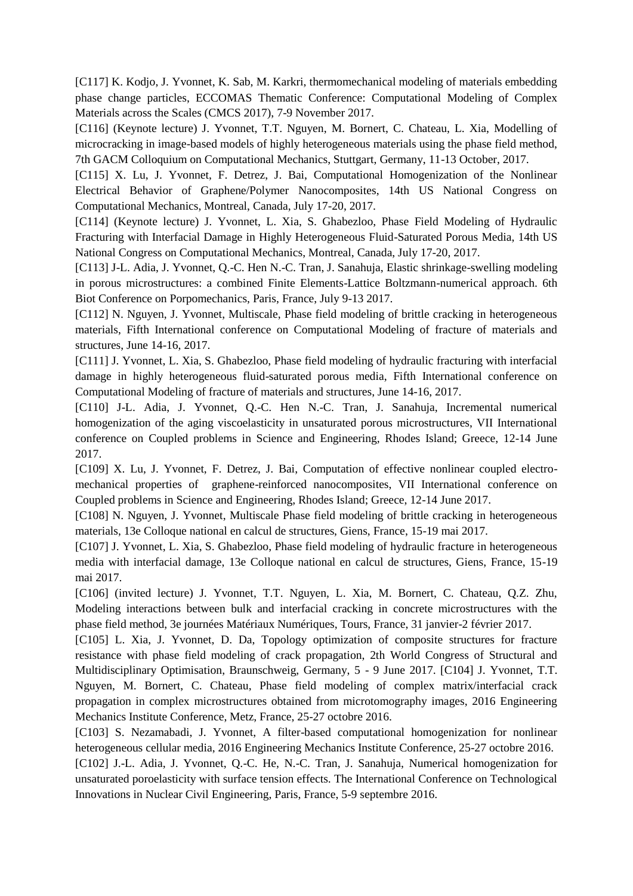[C117] K. Kodjo, J. Yvonnet, K. Sab, M. Karkri, thermomechanical modeling of materials embedding phase change particles, ECCOMAS Thematic Conference: Computational Modeling of Complex Materials across the Scales (CMCS 2017), 7-9 November 2017.

[C116] (Keynote lecture) J. Yvonnet, T.T. Nguyen, M. Bornert, C. Chateau, L. Xia, Modelling of microcracking in image-based models of highly heterogeneous materials using the phase field method, 7th GACM Colloquium on Computational Mechanics, Stuttgart, Germany, 11-13 October, 2017.

[C115] X. Lu, J. Yvonnet, F. Detrez, J. Bai, Computational Homogenization of the Nonlinear Electrical Behavior of Graphene/Polymer Nanocomposites, 14th US National Congress on Computational Mechanics, Montreal, Canada, July 17-20, 2017.

[C114] (Keynote lecture) J. Yvonnet, L. Xia, S. Ghabezloo, Phase Field Modeling of Hydraulic Fracturing with Interfacial Damage in Highly Heterogeneous Fluid-Saturated Porous Media, 14th US National Congress on Computational Mechanics, Montreal, Canada, July 17-20, 2017.

[C113] J-L. Adia, J. Yvonnet, Q.-C. Hen N.-C. Tran, J. Sanahuja, Elastic shrinkage-swelling modeling in porous microstructures: a combined Finite Elements-Lattice Boltzmann-numerical approach. 6th Biot Conference on Porpomechanics, Paris, France, July 9-13 2017.

[C112] N. Nguyen, J. Yvonnet, Multiscale, Phase field modeling of brittle cracking in heterogeneous materials, Fifth International conference on Computational Modeling of fracture of materials and structures, June 14-16, 2017.

[C111] J. Yvonnet, L. Xia, S. Ghabezloo, Phase field modeling of hydraulic fracturing with interfacial damage in highly heterogeneous fluid-saturated porous media, Fifth International conference on Computational Modeling of fracture of materials and structures, June 14-16, 2017.

[C110] J-L. Adia, J. Yvonnet, Q.-C. Hen N.-C. Tran, J. Sanahuja, Incremental numerical homogenization of the aging viscoelasticity in unsaturated porous microstructures, VII International conference on Coupled problems in Science and Engineering, Rhodes Island; Greece, 12-14 June 2017.

[C109] X. Lu, J. Yvonnet, F. Detrez, J. Bai, Computation of effective nonlinear coupled electro-mechanical properties of graphene-reinforced nanocomposites, VII International conference on Coupled problems in Science and Engineering, Rhodes Island; Greece, 12-14 June 2017.

[C108] N. Nguyen, J. Yvonnet, Multiscale Phase field modeling of brittle cracking in heterogeneous materials, 13e Colloque national en calcul de structures, Giens, France, 15-19 mai 2017.

[C107] J. Yvonnet, L. Xia, S. Ghabezloo, Phase field modeling of hydraulic fracture in heterogeneous media with interfacial damage, 13e Colloque national en calcul de structures, Giens, France, 15-19 mai 2017.

[C106] (invited lecture) J. Yvonnet, T.T. Nguyen, L. Xia, M. Bornert, C. Chateau, Q.Z. Zhu, Modeling interactions between bulk and interfacial cracking in concrete microstructures with the phase field method, 3e journées Matériaux Numériques, Tours, France, 31 janvier-2 février 2017.

[C105] L. Xia, J. Yvonnet, D. Da, Topology optimization of composite structures for fracture resistance with phase field modeling of crack propagation, 2th World Congress of Structural and Multidisciplinary Optimisation, Braunschweig, Germany, 5 - 9 June 2017. [C104] J. Yvonnet, T.T. Nguyen, M. Bornert, C. Chateau, Phase field modeling of complex matrix/interfacial crack propagation in complex microstructures obtained from microtomography images, 2016 Engineering Mechanics Institute Conference, Metz, France, 25-27 octobre 2016.

[C103] S. Nezamabadi, J. Yvonnet, A filter-based computational homogenization for nonlinear heterogeneous cellular media, 2016 Engineering Mechanics Institute Conference, 25-27 octobre 2016.

[C102] J.-L. Adia, J. Yvonnet, Q.-C. He, N.-C. Tran, J. Sanahuja, Numerical homogenization for unsaturated poroelasticity with surface tension effects. The International Conference on Technological Innovations in Nuclear Civil Engineering, Paris, France, 5-9 septembre 2016.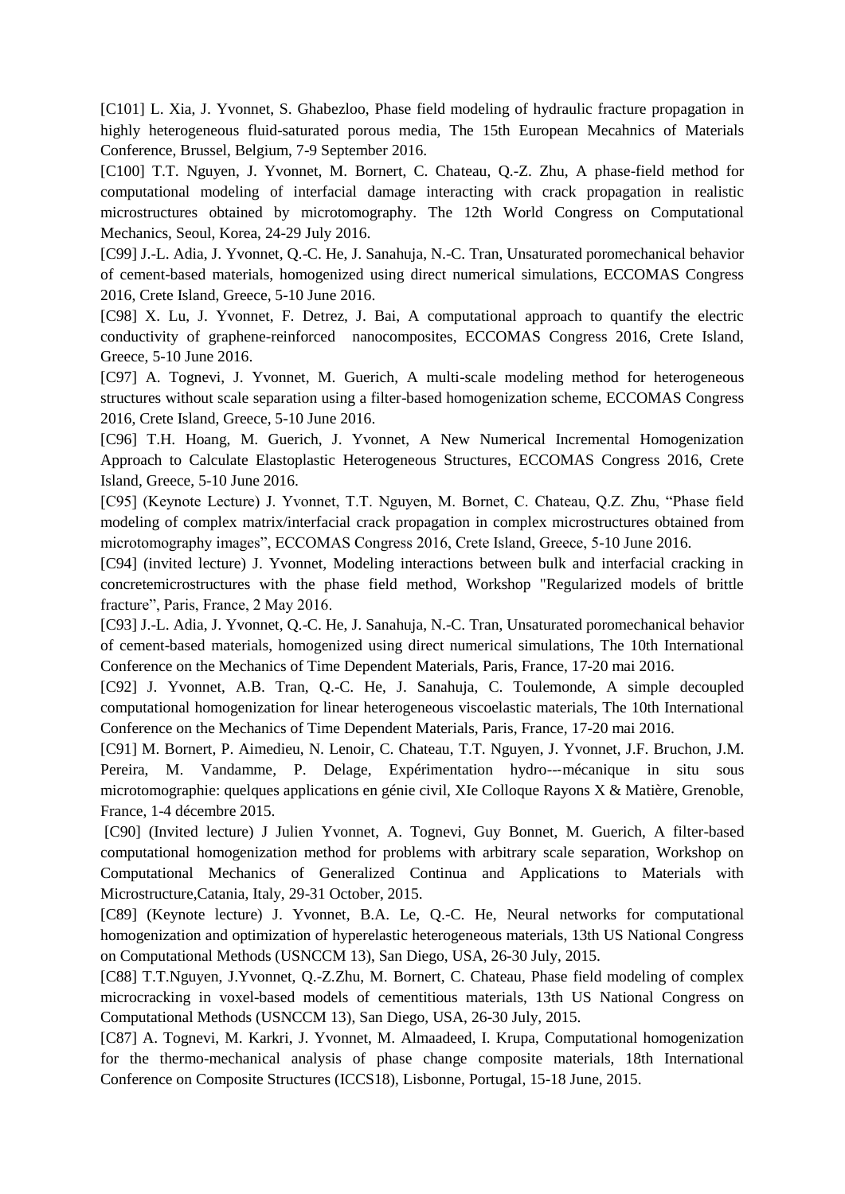[C101] L. Xia, J. Yvonnet, S. Ghabezloo, Phase field modeling of hydraulic fracture propagation in highly heterogeneous fluid-saturated porous media, The 15th European Mecahnics of Materials Conference, Brussel, Belgium, 7-9 September 2016.

[C100] T.T. Nguyen, J. Yvonnet, M. Bornert, C. Chateau, Q.-Z. Zhu, A phase-field method for computational modeling of interfacial damage interacting with crack propagation in realistic microstructures obtained by microtomography. The 12th World Congress on Computational Mechanics, Seoul, Korea, 24-29 July 2016.

[C99] J.-L. Adia, J. Yvonnet, Q.-C. He, J. Sanahuja, N.-C. Tran, Unsaturated poromechanical behavior of cement-based materials, homogenized using direct numerical simulations, ECCOMAS Congress 2016, Crete Island, Greece, 5-10 June 2016.

[C98] X. Lu, J. Yvonnet, F. Detrez, J. Bai, A computational approach to quantify the electric conductivity of graphene-reinforced nanocomposites, ECCOMAS Congress 2016, Crete Island, Greece, 5-10 June 2016.

[C97] A. Tognevi, J. Yvonnet, M. Guerich, A multi-scale modeling method for heterogeneous structures without scale separation using a filter-based homogenization scheme, ECCOMAS Congress 2016, Crete Island, Greece, 5-10 June 2016.

[C96] T.H. Hoang, M. Guerich, J. Yvonnet, A New Numerical Incremental Homogenization Approach to Calculate Elastoplastic Heterogeneous Structures, ECCOMAS Congress 2016, Crete Island, Greece, 5-10 June 2016.

[C95] (Keynote Lecture) J. Yvonnet, T.T. Nguyen, M. Bornet, C. Chateau, Q.Z. Zhu, "Phase field modeling of complex matrix/interfacial crack propagation in complex microstructures obtained from microtomography images", ECCOMAS Congress 2016, Crete Island, Greece, 5-10 June 2016.

[C94] (invited lecture) J. Yvonnet, Modeling interactions between bulk and interfacial cracking in concretemicrostructures with the phase field method, Workshop "Regularized models of brittle fracture", Paris, France, 2 May 2016.

[C93] J.-L. Adia, J. Yvonnet, Q.-C. He, J. Sanahuja, N.-C. Tran, Unsaturated poromechanical behavior of cement-based materials, homogenized using direct numerical simulations, The 10th International Conference on the Mechanics of Time Dependent Materials, Paris, France, 17-20 mai 2016.

[C92] J. Yvonnet, A.B. Tran, Q.-C. He, J. Sanahuja, C. Toulemonde, A simple decoupled computational homogenization for linear heterogeneous viscoelastic materials, The 10th International Conference on the Mechanics of Time Dependent Materials, Paris, France, 17-20 mai 2016.

[C91] M. Bornert, P. Aimedieu, N. Lenoir, C. Chateau, T.T. Nguyen, J. Yvonnet, J.F. Bruchon, J.M. Pereira, M. Vandamme, P. Delage, Expérimentation hydro---mécanique in situ sous microtomographie: quelques applications en génie civil, XIe Colloque Rayons X & Matière, Grenoble, France, 1-4 décembre 2015.

[C90] (Invited lecture) J Julien Yvonnet, A. Tognevi, Guy Bonnet, M. Guerich, A filter-based computational homogenization method for problems with arbitrary scale separation, Workshop on Computational Mechanics of Generalized Continua and Applications to Materials with Microstructure,Catania, Italy, 29-31 October, 2015.

[C89] (Keynote lecture) J. Yvonnet, B.A. Le, Q.-C. He, Neural networks for computational homogenization and optimization of hyperelastic heterogeneous materials, 13th US National Congress on Computational Methods (USNCCM 13), San Diego, USA, 26-30 July, 2015.

[C88] T.T.Nguyen, J.Yvonnet, Q.-Z.Zhu, M. Bornert, C. Chateau, Phase field modeling of complex microcracking in voxel-based models of cementitious materials, 13th US National Congress on Computational Methods (USNCCM 13), San Diego, USA, 26-30 July, 2015.

[C87] A. Tognevi, M. Karkri, J. Yvonnet, M. Almaadeed, I. Krupa, Computational homogenization for the thermo-mechanical analysis of phase change composite materials, 18th International Conference on Composite Structures (ICCS18), Lisbonne, Portugal, 15-18 June, 2015.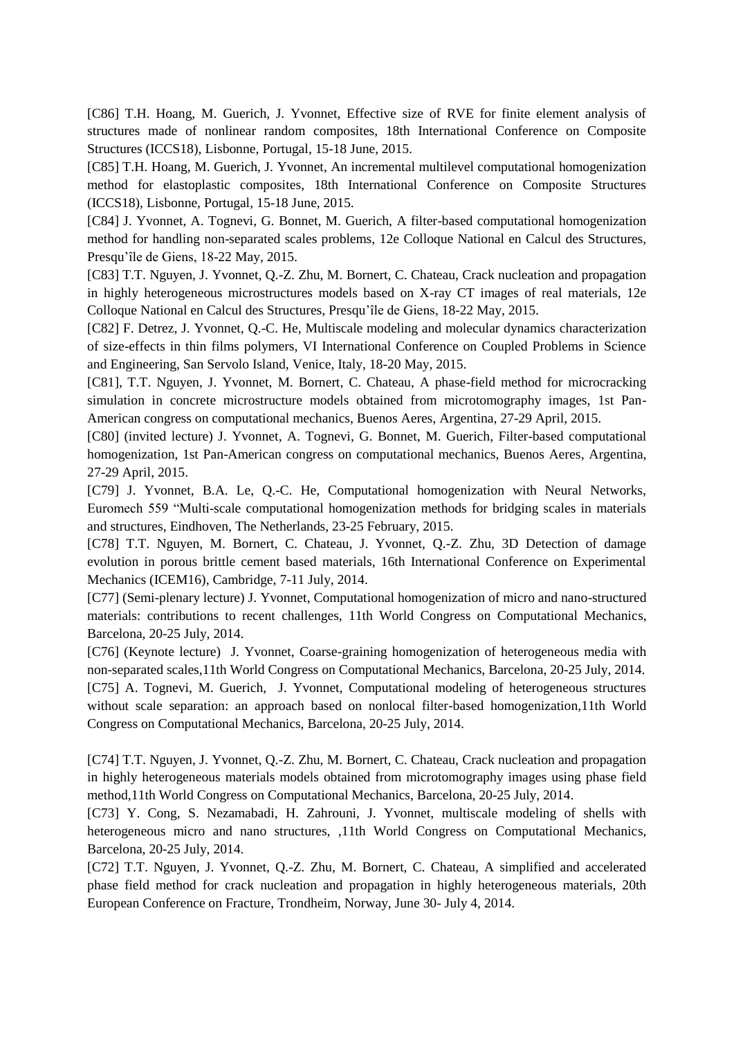[C86] T.H. Hoang, M. Guerich, J. Yvonnet, Effective size of RVE for finite element analysis of structures made of nonlinear random composites, 18th International Conference on Composite Structures (ICCS18), Lisbonne, Portugal, 15-18 June, 2015.

[C85] T.H. Hoang, M. Guerich, J. Yvonnet, An incremental multilevel computational homogenization method for elastoplastic composites, 18th International Conference on Composite Structures (ICCS18), Lisbonne, Portugal, 15-18 June, 2015.

[C84] J. Yvonnet, A. Tognevi, G. Bonnet, M. Guerich, A filter-based computational homogenization method for handling non-separated scales problems, 12e Colloque National en Calcul des Structures, Presqu'île de Giens, 18-22 May, 2015.

[C83] T.T. Nguyen, J. Yvonnet, Q.-Z. Zhu, M. Bornert, C. Chateau, Crack nucleation and propagation in highly heterogeneous microstructures models based on X-ray CT images of real materials, 12e Colloque National en Calcul des Structures, Presqu'île de Giens, 18-22 May, 2015.

[C82] F. Detrez, J. Yvonnet, Q.-C. He, Multiscale modeling and molecular dynamics characterization of size-effects in thin films polymers, VI International Conference on Coupled Problems in Science and Engineering, San Servolo Island, Venice, Italy, 18-20 May, 2015.

[C81], T.T. Nguyen, J. Yvonnet, M. Bornert, C. Chateau, A phase-field method for microcracking simulation in concrete microstructure models obtained from microtomography images, 1st Pan-American congress on computational mechanics, Buenos Aeres, Argentina, 27-29 April, 2015.

[C80] (invited lecture) J. Yvonnet, A. Tognevi, G. Bonnet, M. Guerich, Filter-based computational homogenization, 1st Pan-American congress on computational mechanics, Buenos Aeres, Argentina, 27-29 April, 2015.

[C79] J. Yvonnet, B.A. Le, Q.-C. He, Computational homogenization with Neural Networks, Euromech 559 "Multi-scale computational homogenization methods for bridging scales in materials and structures, Eindhoven, The Netherlands, 23-25 February, 2015.

[C78] T.T. Nguyen, M. Bornert, C. Chateau, J. Yvonnet, Q.-Z. Zhu, 3D Detection of damage evolution in porous brittle cement based materials, 16th International Conference on Experimental Mechanics (ICEM16), Cambridge, 7-11 July, 2014.

[C77] (Semi-plenary lecture) J. Yvonnet, Computational homogenization of micro and nano-structured materials: contributions to recent challenges, 11th World Congress on Computational Mechanics, Barcelona, 20-25 July, 2014.

[C76] (Keynote lecture) J. Yvonnet, Coarse-graining homogenization of heterogeneous media with non-separated scales,11th World Congress on Computational Mechanics, Barcelona, 20-25 July, 2014.

[C75] A. Tognevi, M. Guerich, J. Yvonnet, Computational modeling of heterogeneous structures without scale separation: an approach based on nonlocal filter-based homogenization,11th World Congress on Computational Mechanics, Barcelona, 20-25 July, 2014.

[C74] T.T. Nguyen, J. Yvonnet, Q.-Z. Zhu, M. Bornert, C. Chateau, Crack nucleation and propagation in highly heterogeneous materials models obtained from microtomography images using phase field method,11th World Congress on Computational Mechanics, Barcelona, 20-25 July, 2014.

[C73] Y. Cong, S. Nezamabadi, H. Zahrouni, J. Yvonnet, multiscale modeling of shells with heterogeneous micro and nano structures, ,11th World Congress on Computational Mechanics, Barcelona, 20-25 July, 2014.

[C72] T.T. Nguyen, J. Yvonnet, Q.-Z. Zhu, M. Bornert, C. Chateau, A simplified and accelerated phase field method for crack nucleation and propagation in highly heterogeneous materials, 20th European Conference on Fracture, Trondheim, Norway, June 30- July 4, 2014.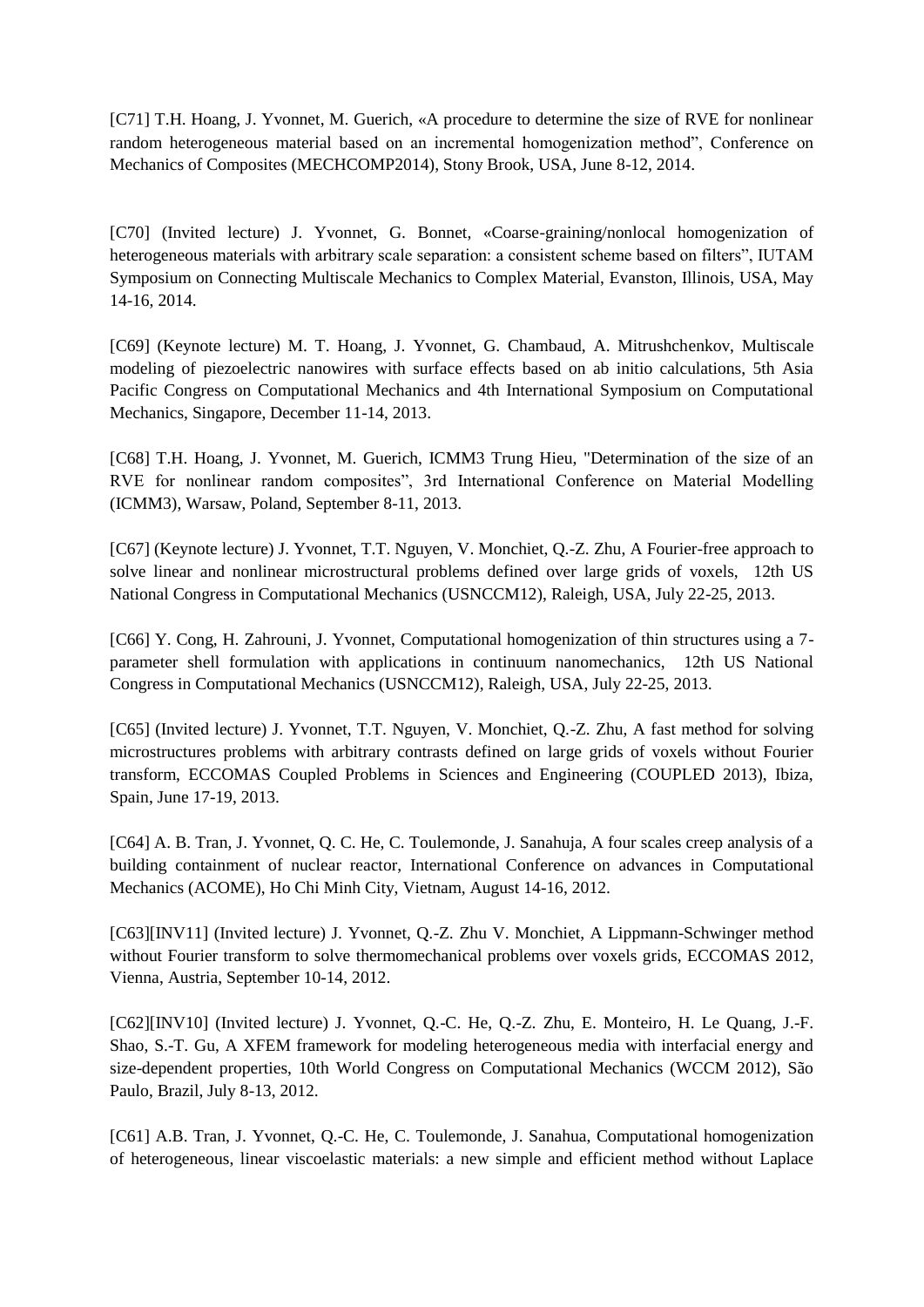[C71] T.H. Hoang, J. Yvonnet, M. Guerich, «A procedure to determine the size of RVE for nonlinear random heterogeneous material based on an incremental homogenization method", Conference on Mechanics of Composites (MECHCOMP2014), Stony Brook, USA, June 8-12, 2014.

[C70] (Invited lecture) J. Yvonnet, G. Bonnet, «Coarse-graining/nonlocal homogenization of heterogeneous materials with arbitrary scale separation: a consistent scheme based on filters", IUTAM Symposium on Connecting Multiscale Mechanics to Complex Material, Evanston, Illinois, USA, May 14-16, 2014.

[C69] (Keynote lecture) M. T. Hoang, J. Yvonnet, G. Chambaud, A. Mitrushchenkov, Multiscale modeling of piezoelectric nanowires with surface effects based on ab initio calculations, 5th Asia Pacific Congress on Computational Mechanics and 4th International Symposium on Computational Mechanics, Singapore, December 11-14, 2013.

[C68] T.H. Hoang, J. Yvonnet, M. Guerich, ICMM3 Trung Hieu, "Determination of the size of an RVE for nonlinear random composites", 3rd International Conference on Material Modelling (ICMM3), Warsaw, Poland, September 8-11, 2013.

[C67] (Keynote lecture) J. Yvonnet, T.T. Nguyen, V. Monchiet, Q.-Z. Zhu, A Fourier-free approach to solve linear and nonlinear microstructural problems defined over large grids of voxels, 12th US National Congress in Computational Mechanics (USNCCM12), Raleigh, USA, July 22-25, 2013.

[C66] Y. Cong, H. Zahrouni, J. Yvonnet, Computational homogenization of thin structures using a 7-parameter shell formulation with applications in continuum nanomechanics, 12th US National Congress in Computational Mechanics (USNCCM12), Raleigh, USA, July 22-25, 2013.

[C65] (Invited lecture) J. Yvonnet, T.T. Nguyen, V. Monchiet, Q.-Z. Zhu, A fast method for solving microstructures problems with arbitrary contrasts defined on large grids of voxels without Fourier transform, ECCOMAS Coupled Problems in Sciences and Engineering (COUPLED 2013), Ibiza, Spain, June 17-19, 2013.

[C64] A. B. Tran, J. Yvonnet, Q. C. He, C. Toulemonde, J. Sanahuja, A four scales creep analysis of a building containment of nuclear reactor, International Conference on advances in Computational Mechanics (ACOME), Ho Chi Minh City, Vietnam, August 14-16, 2012.

[C63][INV11] (Invited lecture) J. Yvonnet, Q.-Z. Zhu V. Monchiet, A Lippmann-Schwinger method without Fourier transform to solve thermomechanical problems over voxels grids, ECCOMAS 2012, Vienna, Austria, September 10-14, 2012.

[C62][INV10] (Invited lecture) J. Yvonnet, Q.-C. He, Q.-Z. Zhu, E. Monteiro, H. Le Quang, J.-F. Shao, S.-T. Gu, A XFEM framework for modeling heterogeneous media with interfacial energy and size-dependent properties, 10th World Congress on Computational Mechanics (WCCM 2012), São Paulo, Brazil, July 8-13, 2012.

[C61] A.B. Tran, J. Yvonnet, Q.-C. He, C. Toulemonde, J. Sanahua, Computational homogenization of heterogeneous, linear viscoelastic materials: a new simple and efficient method without Laplace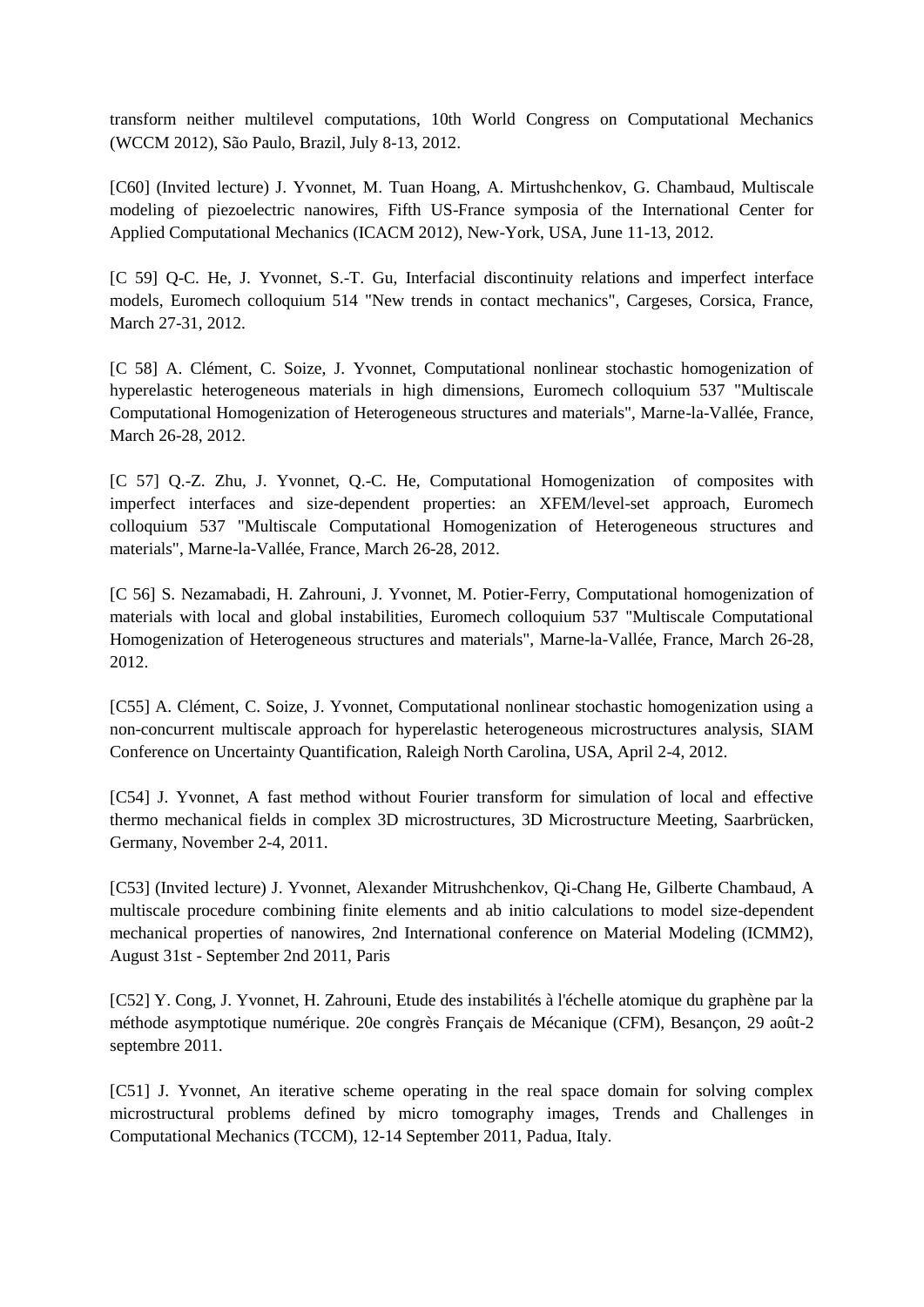transform neither multilevel computations, 10th World Congress on Computational Mechanics (WCCM 2012), São Paulo, Brazil, July 8-13, 2012.

[C60] (Invited lecture) J. Yvonnet, M. Tuan Hoang, A. Mirtushchenkov, G. Chambaud, Multiscale modeling of piezoelectric nanowires, Fifth US-France symposia of the International Center for Applied Computational Mechanics (ICACM 2012), New-York, USA, June 11-13, 2012.

[C 59] Q-C. He, J. Yvonnet, S.-T. Gu, Interfacial discontinuity relations and imperfect interface models, Euromech colloquium 514 "New trends in contact mechanics", Cargeses, Corsica, France, March 27-31, 2012.

[C 58] A. Clément, C. Soize, J. Yvonnet, Computational nonlinear stochastic homogenization of hyperelastic heterogeneous materials in high dimensions, Euromech colloquium 537 "Multiscale Computational Homogenization of Heterogeneous structures and materials", Marne-la-Vallée, France, March 26-28, 2012.

[C 57] Q.-Z. Zhu, J. Yvonnet, Q.-C. He, Computational Homogenization of composites with imperfect interfaces and size-dependent properties: an XFEM/level-set approach, Euromech colloquium 537 "Multiscale Computational Homogenization of Heterogeneous structures and materials", Marne-la-Vallée, France, March 26-28, 2012.

[C 56] S. Nezamabadi, H. Zahrouni, J. Yvonnet, M. Potier-Ferry, Computational homogenization of materials with local and global instabilities, Euromech colloquium 537 "Multiscale Computational Homogenization of Heterogeneous structures and materials", Marne-la-Vallée, France, March 26-28, 2012.

[C55] A. Clément, C. Soize, J. Yvonnet, Computational nonlinear stochastic homogenization using a non-concurrent multiscale approach for hyperelastic heterogeneous microstructures analysis, SIAM Conference on Uncertainty Quantification, Raleigh North Carolina, USA, April 2-4, 2012.

[C54] J. Yvonnet, A fast method without Fourier transform for simulation of local and effective thermo mechanical fields in complex 3D microstructures, 3D Microstructure Meeting, Saarbrücken, Germany, November 2-4, 2011.

[C53] (Invited lecture) J. Yvonnet, Alexander Mitrushchenkov, Qi-Chang He, Gilberte Chambaud, A multiscale procedure combining finite elements and ab initio calculations to model size-dependent mechanical properties of nanowires, 2nd International conference on Material Modeling (ICMM2), August 31st - September 2nd 2011, Paris

[C52] Y. Cong, J. Yvonnet, H. Zahrouni, Etude des instabilités à l'échelle atomique du graphène par la méthode asymptotique numérique. 20e congrès Français de Mécanique (CFM), Besançon, 29 août-2 septembre 2011.

[C51] J. Yvonnet, An iterative scheme operating in the real space domain for solving complex microstructural problems defined by micro tomography images, Trends and Challenges in Computational Mechanics (TCCM), 12-14 September 2011, Padua, Italy.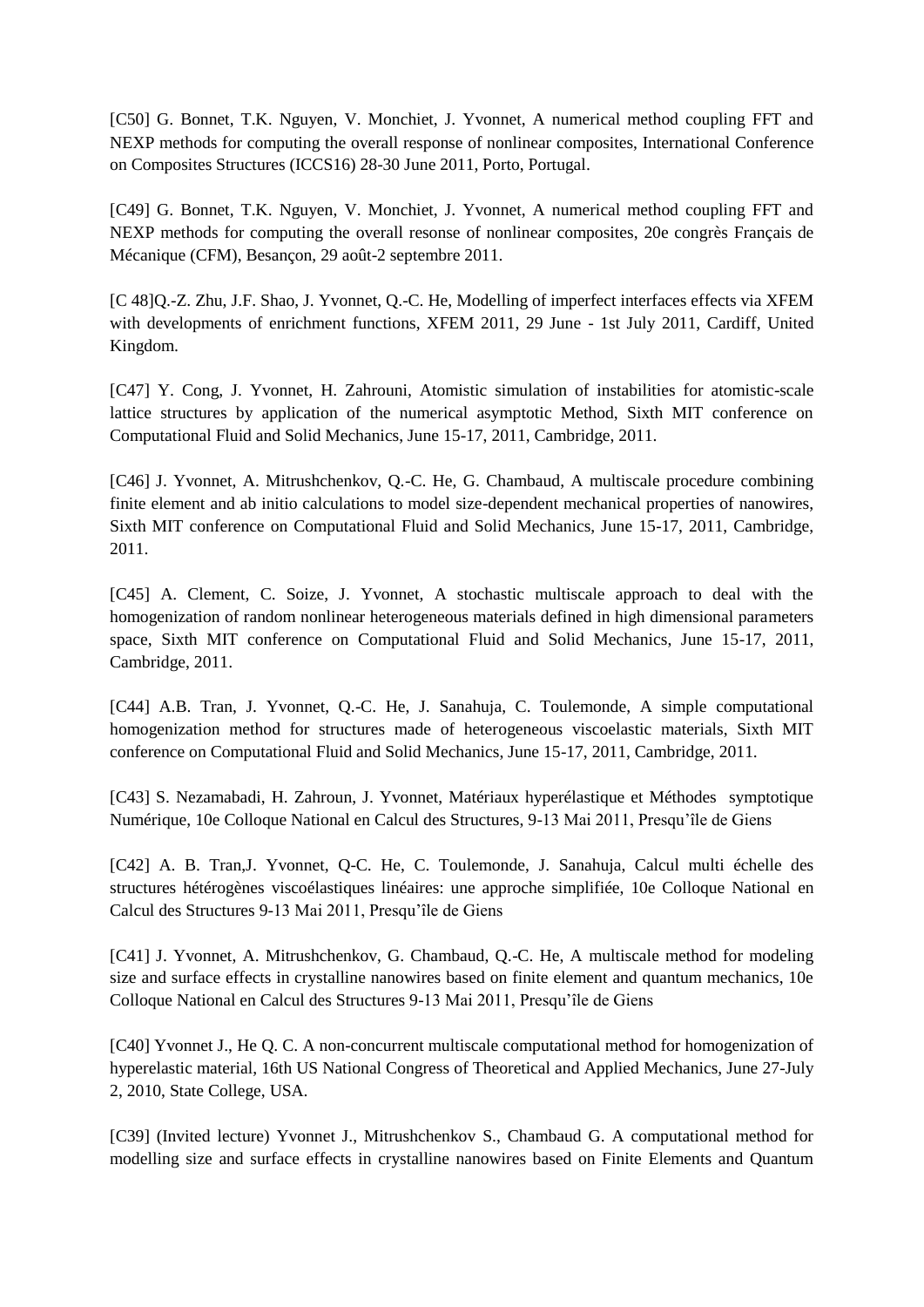[C50] G. Bonnet, T.K. Nguyen, V. Monchiet, J. Yvonnet, A numerical method coupling FFT and NEXP methods for computing the overall response of nonlinear composites, International Conference on Composites Structures (ICCS16) 28-30 June 2011, Porto, Portugal.

[C49] G. Bonnet, T.K. Nguyen, V. Monchiet, J. Yvonnet, A numerical method coupling FFT and NEXP methods for computing the overall resonse of nonlinear composites, 20e congrès Français de Mécanique (CFM), Besançon, 29 août-2 septembre 2011.

[C 48]Q.-Z. Zhu, J.F. Shao, J. Yvonnet, Q.-C. He, Modelling of imperfect interfaces effects via XFEM with developments of enrichment functions, XFEM 2011, 29 June - 1st July 2011, Cardiff, United Kingdom.

[C47] Y. Cong, J. Yvonnet, H. Zahrouni, Atomistic simulation of instabilities for atomistic-scale lattice structures by application of the numerical asymptotic Method, Sixth MIT conference on Computational Fluid and Solid Mechanics, June 15-17, 2011, Cambridge, 2011.

[C46] J. Yvonnet, A. Mitrushchenkov, Q.-C. He, G. Chambaud, A multiscale procedure combining finite element and ab initio calculations to model size-dependent mechanical properties of nanowires, Sixth MIT conference on Computational Fluid and Solid Mechanics, June 15-17, 2011, Cambridge, 2011.

[C45] A. Clement, C. Soize, J. Yvonnet, A stochastic multiscale approach to deal with the homogenization of random nonlinear heterogeneous materials defined in high dimensional parameters space, Sixth MIT conference on Computational Fluid and Solid Mechanics, June 15-17, 2011, Cambridge, 2011.

[C44] A.B. Tran, J. Yvonnet, Q.-C. He, J. Sanahuja, C. Toulemonde, A simple computational homogenization method for structures made of heterogeneous viscoelastic materials, Sixth MIT conference on Computational Fluid and Solid Mechanics, June 15-17, 2011, Cambridge, 2011.

[C43] S. Nezamabadi, H. Zahroun, J. Yvonnet, Matériaux hyperélastique et Méthodes symptotique Numérique, 10e Colloque National en Calcul des Structures, 9-13 Mai 2011, Presqu'île de Giens

[C42] A. B. Tran,J. Yvonnet, Q-C. He, C. Toulemonde, J. Sanahuja, Calcul multi échelle des structures hétérogènes viscoélastiques linéaires: une approche simplifiée, 10e Colloque National en Calcul des Structures 9-13 Mai 2011, Presqu'île de Giens

[C41] J. Yvonnet, A. Mitrushchenkov, G. Chambaud, Q.-C. He, A multiscale method for modeling size and surface effects in crystalline nanowires based on finite element and quantum mechanics, 10e Colloque National en Calcul des Structures 9-13 Mai 2011, Presqu'île de Giens

[C40] Yvonnet J., He Q. C. A non-concurrent multiscale computational method for homogenization of hyperelastic material, 16th US National Congress of Theoretical and Applied Mechanics, June 27-July 2, 2010, State College, USA.

[C39] (Invited lecture) Yvonnet J., Mitrushchenkov S., Chambaud G. A computational method for modelling size and surface effects in crystalline nanowires based on Finite Elements and Quantum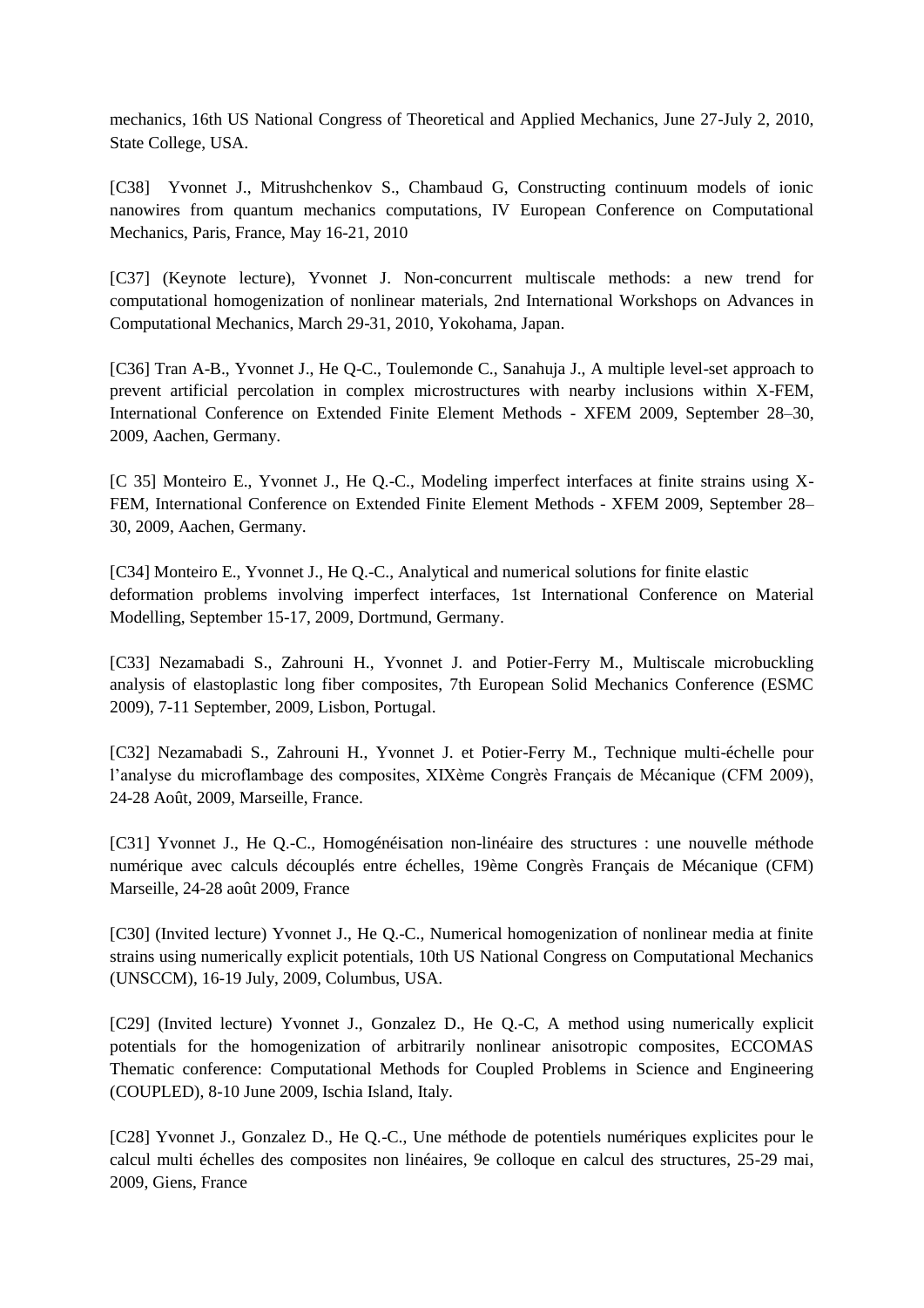mechanics, 16th US National Congress of Theoretical and Applied Mechanics, June 27-July 2, 2010, State College, USA.

[C38] Yvonnet J., Mitrushchenkov S., Chambaud G, Constructing continuum models of ionic nanowires from quantum mechanics computations, IV European Conference on Computational Mechanics, Paris, France, May 16-21, 2010

[C37] (Keynote lecture), Yvonnet J. Non-concurrent multiscale methods: a new trend for computational homogenization of nonlinear materials, 2nd International Workshops on Advances in Computational Mechanics, March 29-31, 2010, Yokohama, Japan.

[C36] Tran A-B., Yvonnet J., He Q-C., Toulemonde C., Sanahuja J., A multiple level-set approach to prevent artificial percolation in complex microstructures with nearby inclusions within X-FEM, International Conference on Extended Finite Element Methods - XFEM 2009, September 28–30, 2009, Aachen, Germany.

[C 35] Monteiro E., Yvonnet J., He Q.-C., Modeling imperfect interfaces at finite strains using X-FEM, International Conference on Extended Finite Element Methods - XFEM 2009, September 28–30, 2009, Aachen, Germany.

[C34] Monteiro E., Yvonnet J., He Q.-C., Analytical and numerical solutions for finite elastic deformation problems involving imperfect interfaces, 1st International Conference on Material Modelling, September 15-17, 2009, Dortmund, Germany.

[C33] Nezamabadi S., Zahrouni H., Yvonnet J. and Potier-Ferry M., Multiscale microbuckling analysis of elastoplastic long fiber composites, 7th European Solid Mechanics Conference (ESMC 2009), 7-11 September, 2009, Lisbon, Portugal.

[C32] Nezamabadi S., Zahrouni H., Yvonnet J. et Potier-Ferry M., Technique multi-échelle pour l'analyse du microflambage des composites, XIXème Congrès Français de Mécanique (CFM 2009), 24-28 Août, 2009, Marseille, France.

[C31] Yvonnet J., He Q.-C., Homogénéisation non-linéaire des structures : une nouvelle méthode numérique avec calculs découplés entre échelles, 19ème Congrès Français de Mécanique (CFM) Marseille, 24-28 août 2009, France

[C30] (Invited lecture) Yvonnet J., He Q.-C., Numerical homogenization of nonlinear media at finite strains using numerically explicit potentials, 10th US National Congress on Computational Mechanics (UNSCCM), 16-19 July, 2009, Columbus, USA.

[C29] (Invited lecture) Yvonnet J., Gonzalez D., He Q.-C, A method using numerically explicit potentials for the homogenization of arbitrarily nonlinear anisotropic composites, ECCOMAS Thematic conference: Computational Methods for Coupled Problems in Science and Engineering (COUPLED), 8-10 June 2009, Ischia Island, Italy.

[C28] Yvonnet J., Gonzalez D., He Q.-C., Une méthode de potentiels numériques explicites pour le calcul multi échelles des composites non linéaires, 9e colloque en calcul des structures, 25-29 mai, 2009, Giens, France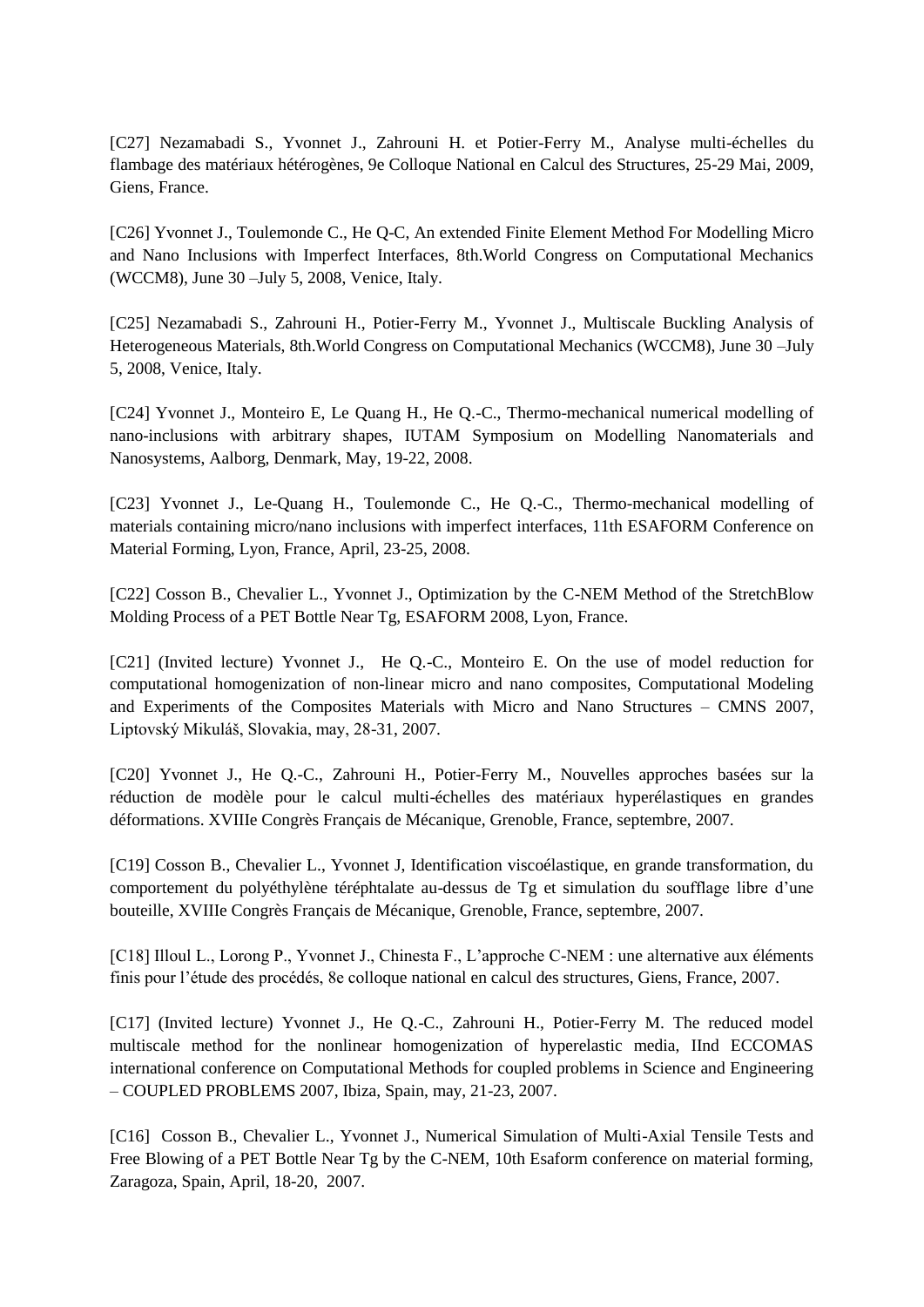[C27] Nezamabadi S., Yvonnet J., Zahrouni H. et Potier-Ferry M., Analyse multi-échelles du flambage des matériaux hétérogènes, 9e Colloque National en Calcul des Structures, 25-29 Mai, 2009, Giens, France.

[C26] Yvonnet J., Toulemonde C., He Q-C, An extended Finite Element Method For Modelling Micro and Nano Inclusions with Imperfect Interfaces, 8th.World Congress on Computational Mechanics (WCCM8), June 30 –July 5, 2008, Venice, Italy.

[C25] Nezamabadi S., Zahrouni H., Potier-Ferry M., Yvonnet J., Multiscale Buckling Analysis of Heterogeneous Materials, 8th.World Congress on Computational Mechanics (WCCM8), June 30 –July 5, 2008, Venice, Italy.

[C24] Yvonnet J., Monteiro E, Le Quang H., He Q.-C., Thermo-mechanical numerical modelling of nano-inclusions with arbitrary shapes, IUTAM Symposium on Modelling Nanomaterials and Nanosystems, Aalborg, Denmark, May, 19-22, 2008.

[C23] Yvonnet J., Le-Quang H., Toulemonde C., He Q.-C., Thermo-mechanical modelling of materials containing micro/nano inclusions with imperfect interfaces, 11th ESAFORM Conference on Material Forming, Lyon, France, April, 23-25, 2008.

[C22] Cosson B., Chevalier L., Yvonnet J., Optimization by the C-NEM Method of the StretchBlow Molding Process of a PET Bottle Near Tg, ESAFORM 2008, Lyon, France.

[C21] (Invited lecture) Yvonnet J., He Q.-C., Monteiro E. On the use of model reduction for computational homogenization of non-linear micro and nano composites, Computational Modeling and Experiments of the Composites Materials with Micro and Nano Structures – CMNS 2007, Liptovský Mikuláš, Slovakia, may, 28-31, 2007.

[C20] Yvonnet J., He Q.-C., Zahrouni H., Potier-Ferry M., Nouvelles approches basées sur la réduction de modèle pour le calcul multi-échelles des matériaux hyperélastiques en grandes déformations. XVIIIe Congrès Français de Mécanique, Grenoble, France, septembre, 2007.

[C19] Cosson B., Chevalier L., Yvonnet J, Identification viscoélastique, en grande transformation, du comportement du polyéthylène téréphtalate au-dessus de Tg et simulation du soufflage libre d'une bouteille, XVIIIe Congrès Français de Mécanique, Grenoble, France, septembre, 2007.

[C18] Illoul L., Lorong P., Yvonnet J., Chinesta F., L'approche C-NEM : une alternative aux éléments finis pour l'étude des procédés, 8e colloque national en calcul des structures, Giens, France, 2007.

[C17] (Invited lecture) Yvonnet J., He Q.-C., Zahrouni H., Potier-Ferry M. The reduced model multiscale method for the nonlinear homogenization of hyperelastic media, IInd ECCOMAS international conference on Computational Methods for coupled problems in Science and Engineering – COUPLED PROBLEMS 2007, Ibiza, Spain, may, 21-23, 2007.

[C16] Cosson B., Chevalier L., Yvonnet J., Numerical Simulation of Multi-Axial Tensile Tests and Free Blowing of a PET Bottle Near Tg by the C-NEM, 10th Esaform conference on material forming, Zaragoza, Spain, April, 18-20, 2007.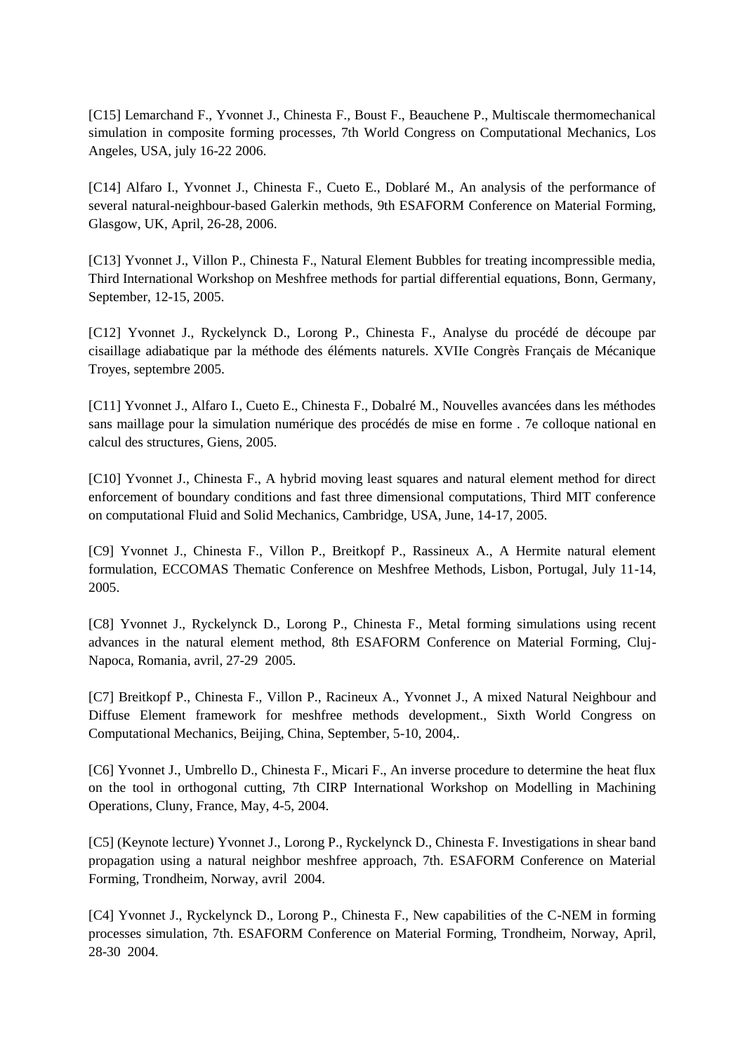[C15] Lemarchand F., Yvonnet J., Chinesta F., Boust F., Beauchene P., Multiscale thermomechanical simulation in composite forming processes, 7th World Congress on Computational Mechanics, Los Angeles, USA, july 16-22 2006.

[C14] Alfaro I., Yvonnet J., Chinesta F., Cueto E., Doblaré M., An analysis of the performance of several natural-neighbour-based Galerkin methods, 9th ESAFORM Conference on Material Forming, Glasgow, UK, April, 26-28, 2006.

[C13] Yvonnet J., Villon P., Chinesta F., Natural Element Bubbles for treating incompressible media, Third International Workshop on Meshfree methods for partial differential equations, Bonn, Germany, September, 12-15, 2005.

[C12] Yvonnet J., Ryckelynck D., Lorong P., Chinesta F., Analyse du procédé de découpe par cisaillage adiabatique par la méthode des éléments naturels. XVIIe Congrès Français de Mécanique Troyes, septembre 2005.

[C11] Yvonnet J., Alfaro I., Cueto E., Chinesta F., Dobalré M., Nouvelles avancées dans les méthodes sans maillage pour la simulation numérique des procédés de mise en forme . 7e colloque national en calcul des structures, Giens, 2005.

[C10] Yvonnet J., Chinesta F., A hybrid moving least squares and natural element method for direct enforcement of boundary conditions and fast three dimensional computations, Third MIT conference on computational Fluid and Solid Mechanics, Cambridge, USA, June, 14-17, 2005.

[C9] Yvonnet J., Chinesta F., Villon P., Breitkopf P., Rassineux A., A Hermite natural element formulation, ECCOMAS Thematic Conference on Meshfree Methods, Lisbon, Portugal, July 11-14, 2005.

[C8] Yvonnet J., Ryckelynck D., Lorong P., Chinesta F., Metal forming simulations using recent advances in the natural element method, 8th ESAFORM Conference on Material Forming, Cluj-Napoca, Romania, avril, 27-29 2005.

[C7] Breitkopf P., Chinesta F., Villon P., Racineux A., Yvonnet J., A mixed Natural Neighbour and Diffuse Element framework for meshfree methods development., Sixth World Congress on Computational Mechanics, Beijing, China, September, 5-10, 2004,.

[C6] Yvonnet J., Umbrello D., Chinesta F., Micari F., An inverse procedure to determine the heat flux on the tool in orthogonal cutting, 7th CIRP International Workshop on Modelling in Machining Operations, Cluny, France, May, 4-5, 2004.

[C5] (Keynote lecture) Yvonnet J., Lorong P., Ryckelynck D., Chinesta F. Investigations in shear band propagation using a natural neighbor meshfree approach, 7th. ESAFORM Conference on Material Forming, Trondheim, Norway, avril 2004.

[C4] Yvonnet J., Ryckelynck D., Lorong P., Chinesta F., New capabilities of the C-NEM in forming processes simulation, 7th. ESAFORM Conference on Material Forming, Trondheim, Norway, April, 28-30 2004.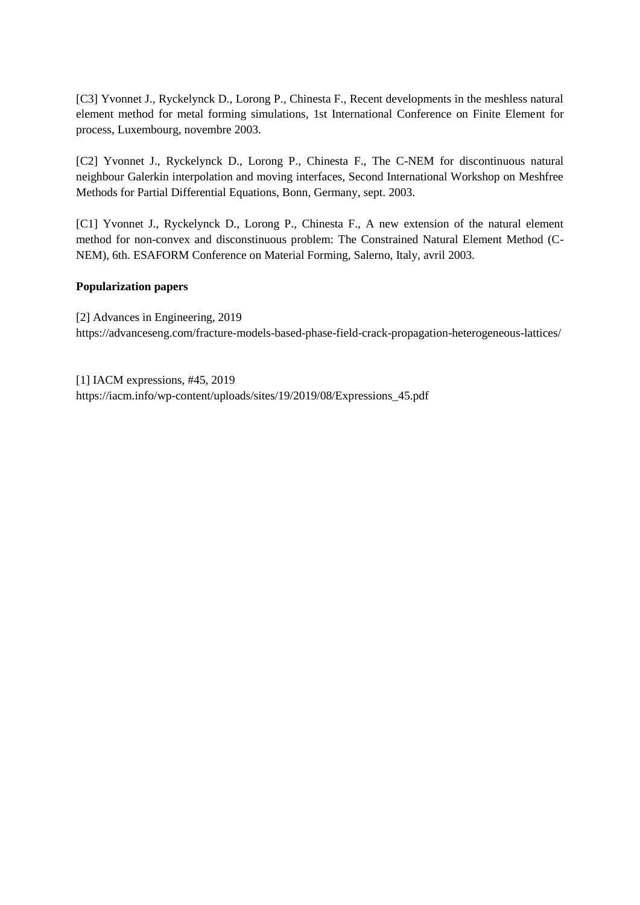[C3] Yvonnet J., Ryckelynck D., Lorong P., Chinesta F., Recent developments in the meshless natural element method for metal forming simulations, 1st International Conference on Finite Element for process, Luxembourg, novembre 2003.

[C2] Yvonnet J., Ryckelynck D., Lorong P., Chinesta F., The C-NEM for discontinuous natural neighbour Galerkin interpolation and moving interfaces, Second International Workshop on Meshfree Methods for Partial Differential Equations, Bonn, Germany, sept. 2003.

[C1] Yvonnet J., Ryckelynck D., Lorong P., Chinesta F., A new extension of the natural element method for non-convex and disconstinuous problem: The Constrained Natural Element Method (C-NEM), 6th. ESAFORM Conference on Material Forming, Salerno, Italy, avril 2003.

**Popularization papers**

[2] Advances in Engineering, 2019
https://advanceseng.com/fracture-models-based-phase-field-crack-propagation-heterogeneous-lattices/

[1] IACM expressions, #45, 2019
https://iacm.info/wp-content/uploads/sites/19/2019/08/Expressions_45.pdf